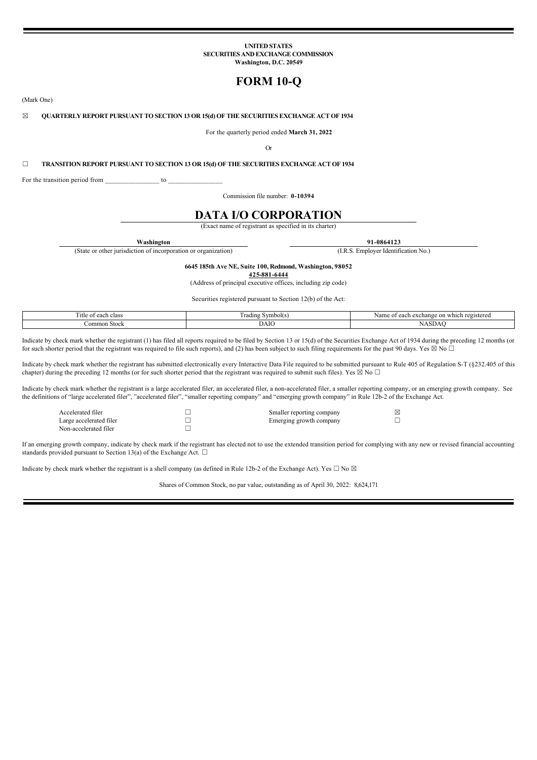**UNITED STATES**
**SECURITIES AND EXCHANGE COMMISSION**
**Washington, D.C. 20549**

# FORM 10-Q

(Mark One)

☒ **QUARTERLY REPORT PURSUANT TO SECTION 13 OR 15(d) OF THE SECURITIES EXCHANGE ACT OF 1934**

For the quarterly period ended **March 31, 2022**

Or

☐ **TRANSITION REPORT PURSUANT TO SECTION 13 OR 15(d) OF THE SECURITIES EXCHANGE ACT OF 1934**

For the transition period from ________________ to ________________

Commission file number: **0-10394**

# DATA I/O CORPORATION

(Exact name of registrant as specified in its charter)

| **Washington** | **91-0864123** |
|---|---|
| (State or other jurisdiction of incorporation or organization) | (I.R.S. Employer Identification No.) |

**6645 185th Ave NE, Suite 100, Redmond, Washington, 98052**
**425-881-6444**
(Address of principal executive offices, including zip code)

Securities registered pursuant to Section 12(b) of the Act:

| Title of each class | Trading Symbol(s) | Name of each exchange on which registered |
|---|---|---|
| Common Stock | DAIO | NASDAQ |

Indicate by check mark whether the registrant (1) has filed all reports required to be filed by Section 13 or 15(d) of the Securities Exchange Act of 1934 during the preceding 12 months (or for such shorter period that the registrant was required to file such reports), and (2) has been subject to such filing requirements for the past 90 days. Yes ☒ No ☐

Indicate by check mark whether the registrant has submitted electronically every Interactive Data File required to be submitted pursuant to Rule 405 of Regulation S-T (§232.405 of this chapter) during the preceding 12 months (or for such shorter period that the registrant was required to submit such files). Yes ☒ No ☐

Indicate by check mark whether the registrant is a large accelerated filer, an accelerated filer, a non-accelerated filer, a smaller reporting company, or an emerging growth company. See the definitions of "large accelerated filer", "accelerated filer", "smaller reporting company" and "emerging growth company" in Rule 12b-2 of the Exchange Act.

| | | | |
|---|---|---|---|
| Accelerated filer | ☐ | Smaller reporting company | ☒ |
| Large accelerated filer | ☐ | Emerging growth company | ☐ |
| Non-accelerated filer | ☐ | | |

If an emerging growth company, indicate by check mark if the registrant has elected not to use the extended transition period for complying with any new or revised financial accounting standards provided pursuant to Section 13(a) of the Exchange Act. ☐

Indicate by check mark whether the registrant is a shell company (as defined in Rule 12b-2 of the Exchange Act). Yes ☐ No ☒

Shares of Common Stock, no par value, outstanding as of April 30, 2022: 8,624,171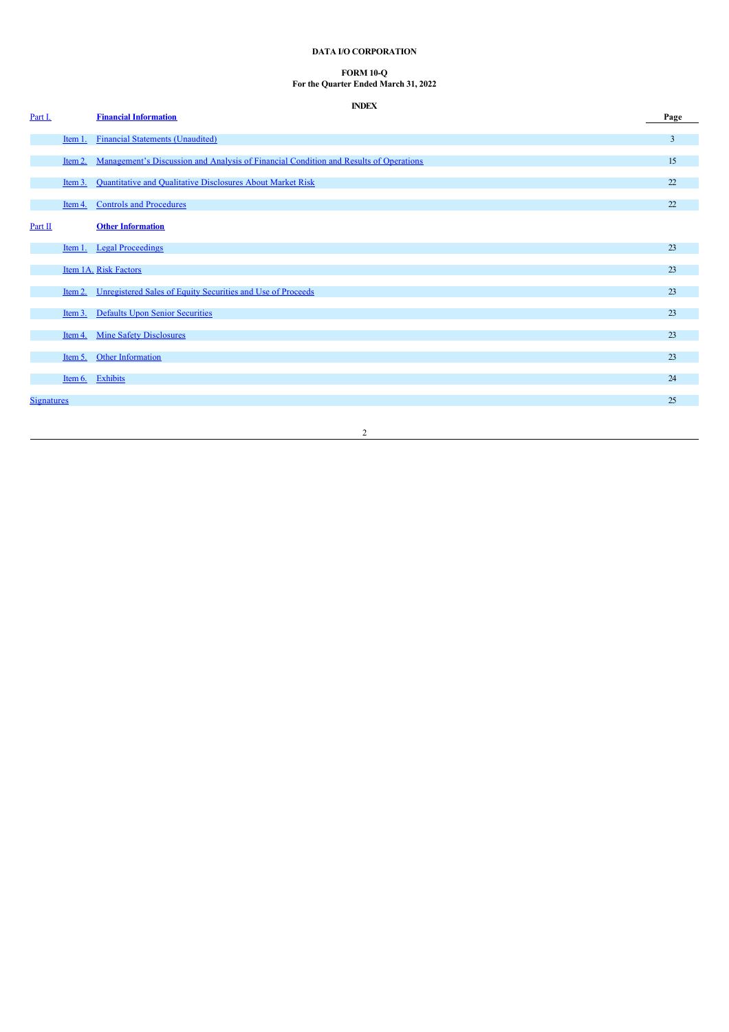**DATA I/O CORPORATION**

**FORM 10-Q**
**For the Quarter Ended March 31, 2022**

**INDEX**

| | | | Page |
|---|---|---|---|
| Part I. | | **Financial Information** | |
| | Item 1. | Financial Statements (Unaudited) | 3 |
| | Item 2. | Management's Discussion and Analysis of Financial Condition and Results of Operations | 15 |
| | Item 3. | Quantitative and Qualitative Disclosures About Market Risk | 22 |
| | Item 4. | Controls and Procedures | 22 |
| Part II | | **Other Information** | |
| | Item 1. | Legal Proceedings | 23 |
| | Item 1A. | Risk Factors | 23 |
| | Item 2. | Unregistered Sales of Equity Securities and Use of Proceeds | 23 |
| | Item 3. | Defaults Upon Senior Securities | 23 |
| | Item 4. | Mine Safety Disclosures | 23 |
| | Item 5. | Other Information | 23 |
| | Item 6. | Exhibits | 24 |
| Signatures | | | 25 |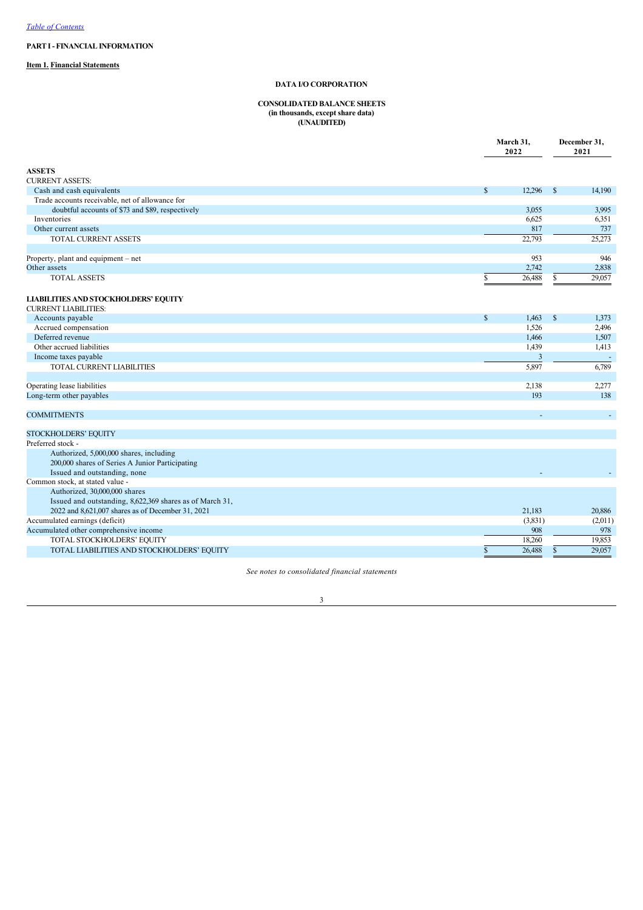[Table of Contents](#)

**PART I - FINANCIAL INFORMATION**

**Item 1. Financial Statements**

**DATA I/O CORPORATION**

**CONSOLIDATED BALANCE SHEETS**
**(in thousands, except share data)**
**(UNAUDITED)**

| | March 31, 2022 | December 31, 2021 |
|---|---|---|
| **ASSETS** | | |
| CURRENT ASSETS: | | |
| Cash and cash equivalents | $ 12,296 | $ 14,190 |
| Trade accounts receivable, net of allowance for doubtful accounts of $73 and $89, respectively | 3,055 | 3,995 |
| Inventories | 6,625 | 6,351 |
| Other current assets | 817 | 737 |
| TOTAL CURRENT ASSETS | 22,793 | 25,273 |
| | | |
| Property, plant and equipment – net | 953 | 946 |
| Other assets | 2,742 | 2,838 |
| TOTAL ASSETS | $ 26,488 | $ 29,057 |
| | | |
| **LIABILITIES AND STOCKHOLDERS' EQUITY** | | |
| CURRENT LIABILITIES: | | |
| Accounts payable | $ 1,463 | $ 1,373 |
| Accrued compensation | 1,526 | 2,496 |
| Deferred revenue | 1,466 | 1,507 |
| Other accrued liabilities | 1,439 | 1,413 |
| Income taxes payable | 3 | - |
| TOTAL CURRENT LIABILITIES | 5,897 | 6,789 |
| | | |
| Operating lease liabilities | 2,138 | 2,277 |
| Long-term other payables | 193 | 138 |
| | | |
| COMMITMENTS | - | - |
| | | |
| STOCKHOLDERS' EQUITY | | |
| Preferred stock - Authorized, 5,000,000 shares, including 200,000 shares of Series A Junior Participating Issued and outstanding, none | - | - |
| Common stock, at stated value - Authorized, 30,000,000 shares Issued and outstanding, 8,622,369 shares as of March 31, 2022 and 8,621,007 shares as of December 31, 2021 | 21,183 | 20,886 |
| Accumulated earnings (deficit) | (3,831) | (2,011) |
| Accumulated other comprehensive income | 908 | 978 |
| TOTAL STOCKHOLDERS' EQUITY | 18,260 | 19,853 |
| TOTAL LIABILITIES AND STOCKHOLDERS' EQUITY | $ 26,488 | $ 29,057 |

*See notes to consolidated financial statements*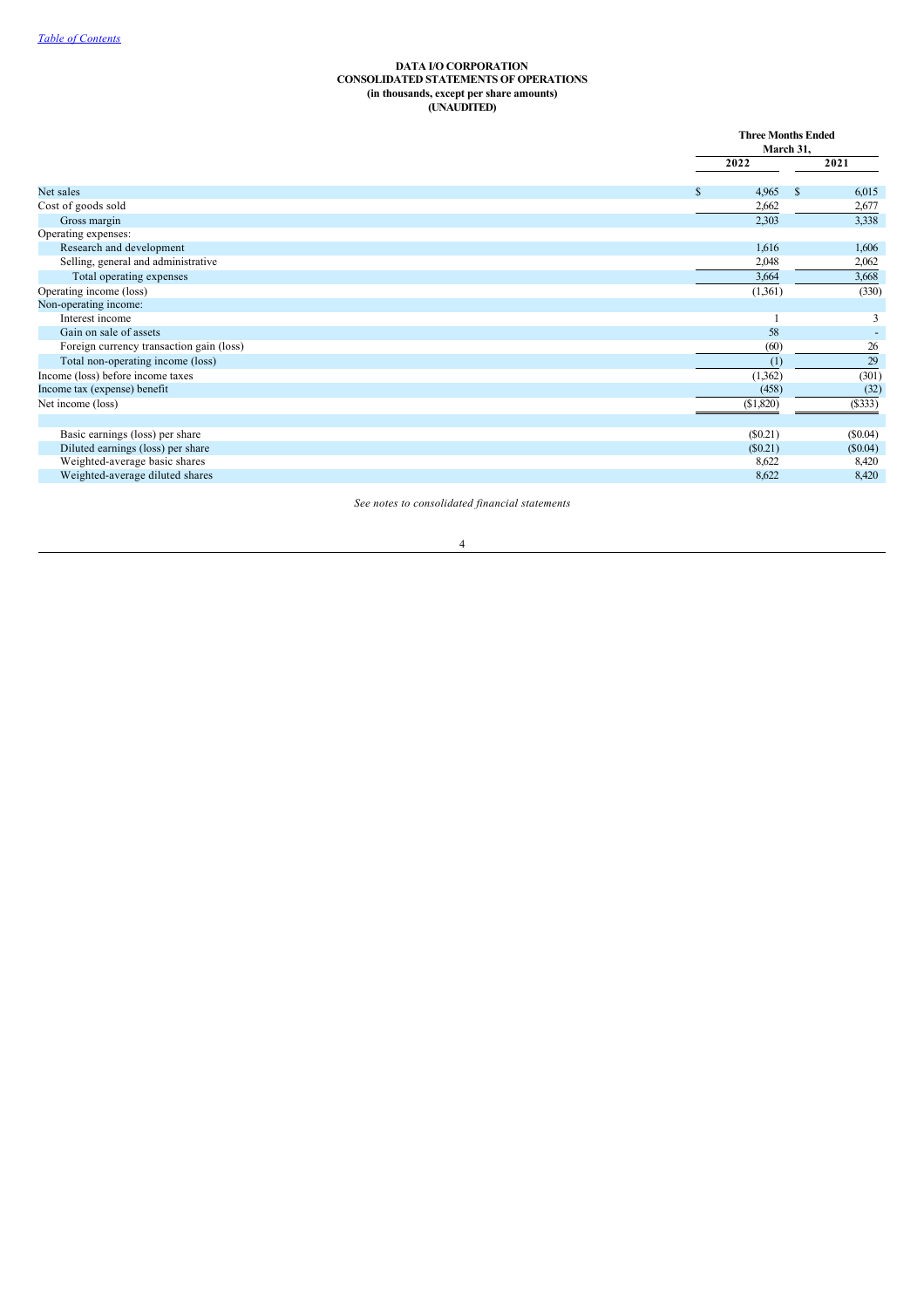[Table of Contents](#)

**DATA I/O CORPORATION**
**CONSOLIDATED STATEMENTS OF OPERATIONS**
**(in thousands, except per share amounts)**
**(UNAUDITED)**

| | Three Months Ended March 31, | |
|---|---|---|
| | 2022 | 2021 |
| Net sales | $ 4,965 | $ 6,015 |
| Cost of goods sold | 2,662 | 2,677 |
| Gross margin | 2,303 | 3,338 |
| Operating expenses: | | |
| Research and development | 1,616 | 1,606 |
| Selling, general and administrative | 2,048 | 2,062 |
| Total operating expenses | 3,664 | 3,668 |
| Operating income (loss) | (1,361) | (330) |
| Non-operating income: | | |
| Interest income | 1 | 3 |
| Gain on sale of assets | 58 | - |
| Foreign currency transaction gain (loss) | (60) | 26 |
| Total non-operating income (loss) | (1) | 29 |
| Income (loss) before income taxes | (1,362) | (301) |
| Income tax (expense) benefit | (458) | (32) |
| Net income (loss) | ($1,820) | ($333) |
| | | |
| Basic earnings (loss) per share | ($0.21) | ($0.04) |
| Diluted earnings (loss) per share | ($0.21) | ($0.04) |
| Weighted-average basic shares | 8,622 | 8,420 |
| Weighted-average diluted shares | 8,622 | 8,420 |

*See notes to consolidated financial statements*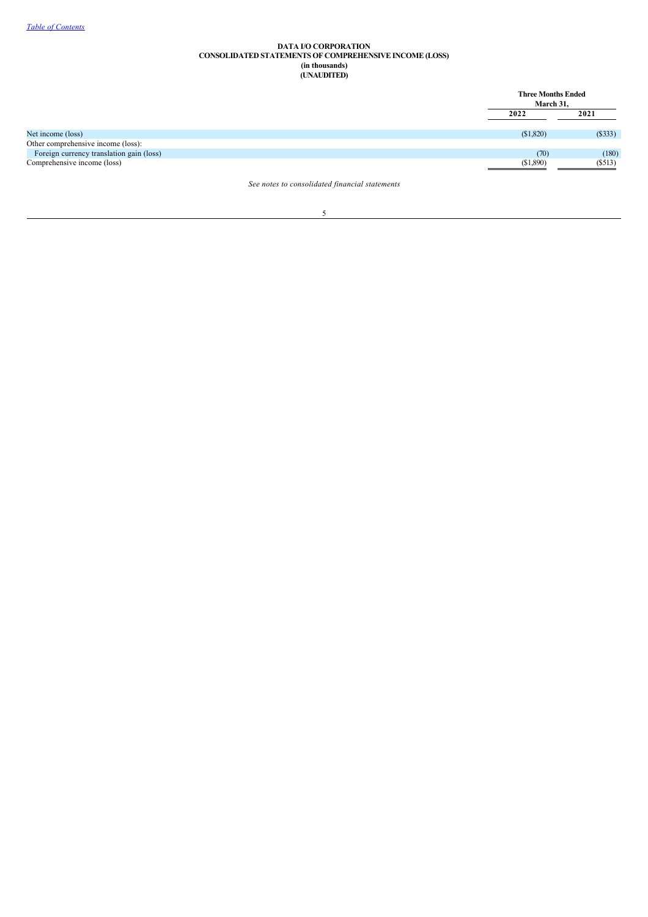[Table of Contents](#)

**DATA I/O CORPORATION**
**CONSOLIDATED STATEMENTS OF COMPREHENSIVE INCOME (LOSS)**
**(in thousands)**
**(UNAUDITED)**

| | Three Months Ended March 31, | |
|---|---|---|
| | 2022 | 2021 |
| Net income (loss) | ($1,820) | ($333) |
| Other comprehensive income (loss): | | |
| Foreign currency translation gain (loss) | (70) | (180) |
| Comprehensive income (loss) | ($1,890) | ($513) |

*See notes to consolidated financial statements*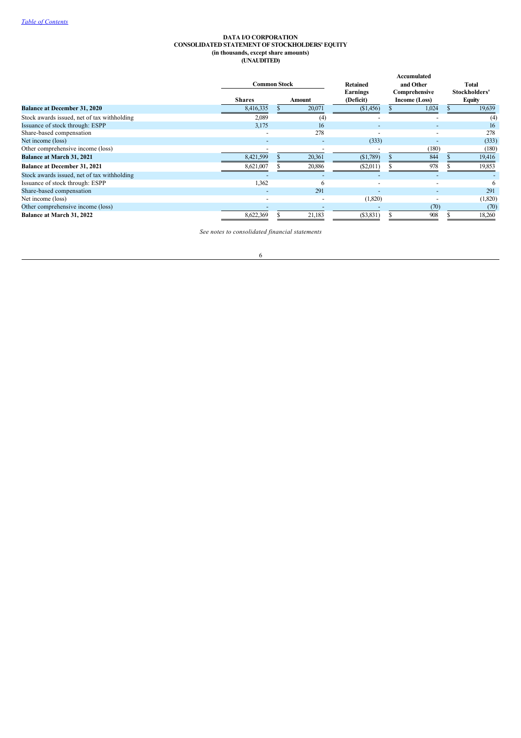[Table of Contents](#)

**DATA I/O CORPORATION**
**CONSOLIDATED STATEMENT OF STOCKHOLDERS' EQUITY**
**(in thousands, except share amounts)**
**(UNAUDITED)**

| | Common Stock | | Retained Earnings (Deficit) | Accumulated and Other Comprehensive Income (Loss) | Total Stockholders' Equity |
|---|---|---|---|---|---|
| | Shares | Amount | | | |
| **Balance at December 31, 2020** | 8,416,335 | $ 20,071 | ($1,456) | $ 1,024 | $ 19,639 |
| Stock awards issued, net of tax withholding | 2,089 | (4) | - | - | (4) |
| Issuance of stock through: ESPP | 3,175 | 16 | - | - | 16 |
| Share-based compensation | - | 278 | - | - | 278 |
| Net income (loss) | - | - | (333) | - | (333) |
| Other comprehensive income (loss) | - | - | - | (180) | (180) |
| **Balance at March 31, 2021** | 8,421,599 | $ 20,361 | ($1,789) | $ 844 | $ 19,416 |
| **Balance at December 31, 2021** | 8,621,007 | $ 20,886 | ($2,011) | $ 978 | $ 19,853 |
| Stock awards issued, net of tax withholding | - | - | - | - | - |
| Issuance of stock through: ESPP | 1,362 | 6 | - | - | 6 |
| Share-based compensation | - | 291 | - | - | 291 |
| Net income (loss) | - | - | (1,820) | - | (1,820) |
| Other comprehensive income (loss) | - | - | - | (70) | (70) |
| **Balance at March 31, 2022** | 8,622,369 | $ 21,183 | ($3,831) | $ 908 | $ 18,260 |

*See notes to consolidated financial statements*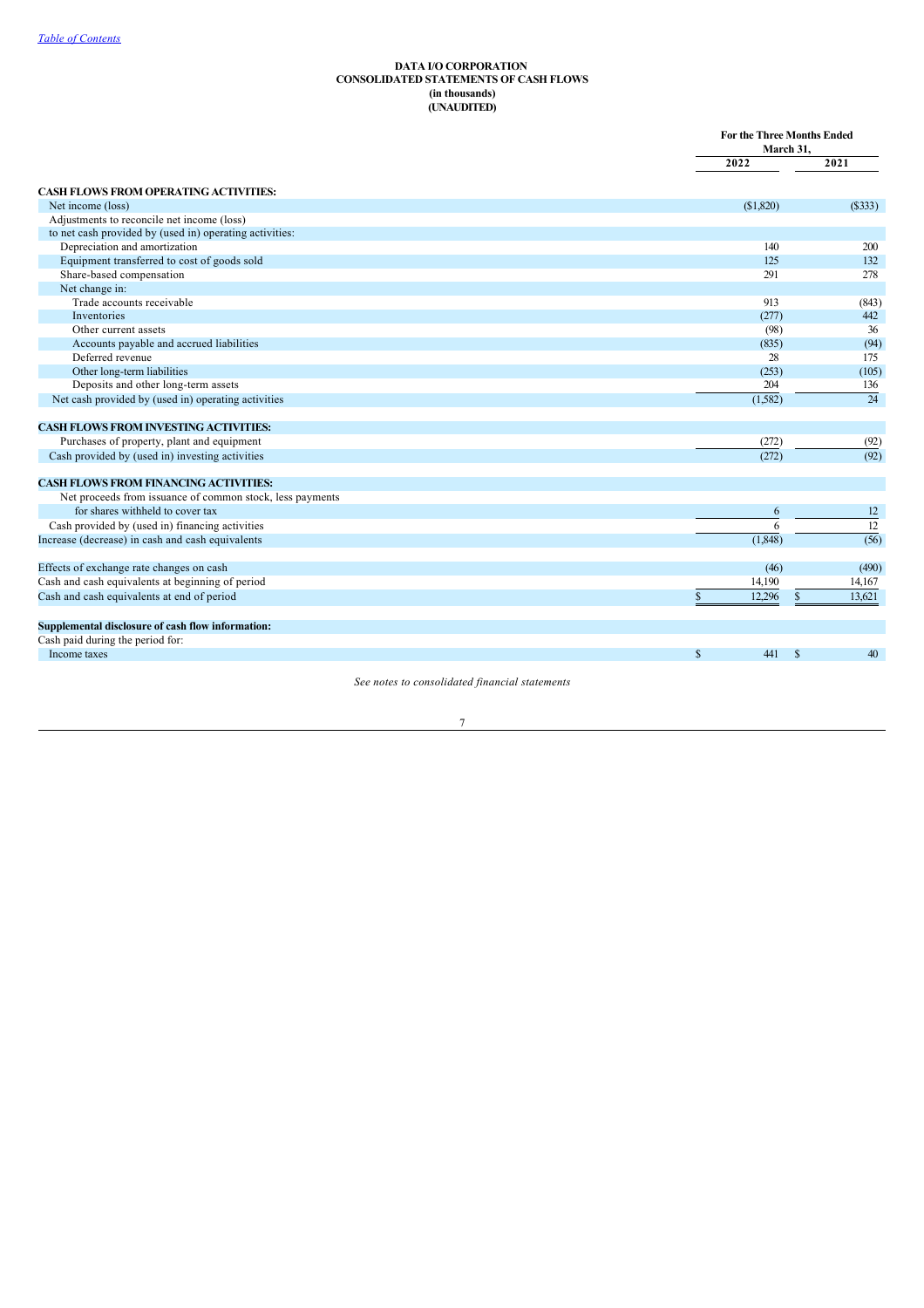[Table of Contents](#)

**DATA I/O CORPORATION**
**CONSOLIDATED STATEMENTS OF CASH FLOWS**
**(in thousands)**
**(UNAUDITED)**

| | For the Three Months Ended March 31, | |
|---|---|---|
| | 2022 | 2021 |
| **CASH FLOWS FROM OPERATING ACTIVITIES:** | | |
| Net income (loss) | ($1,820) | ($333) |
| Adjustments to reconcile net income (loss) | | |
| to net cash provided by (used in) operating activities: | | |
| Depreciation and amortization | 140 | 200 |
| Equipment transferred to cost of goods sold | 125 | 132 |
| Share-based compensation | 291 | 278 |
| Net change in: | | |
| Trade accounts receivable | 913 | (843) |
| Inventories | (277) | 442 |
| Other current assets | (98) | 36 |
| Accounts payable and accrued liabilities | (835) | (94) |
| Deferred revenue | 28 | 175 |
| Other long-term liabilities | (253) | (105) |
| Deposits and other long-term assets | 204 | 136 |
| Net cash provided by (used in) operating activities | (1,582) | 24 |
| **CASH FLOWS FROM INVESTING ACTIVITIES:** | | |
| Purchases of property, plant and equipment | (272) | (92) |
| Cash provided by (used in) investing activities | (272) | (92) |
| **CASH FLOWS FROM FINANCING ACTIVITIES:** | | |
| Net proceeds from issuance of common stock, less payments for shares withheld to cover tax | 6 | 12 |
| Cash provided by (used in) financing activities | 6 | 12 |
| Increase (decrease) in cash and cash equivalents | (1,848) | (56) |
| Effects of exchange rate changes on cash | (46) | (490) |
| Cash and cash equivalents at beginning of period | 14,190 | 14,167 |
| Cash and cash equivalents at end of period | $ 12,296 | $ 13,621 |
| **Supplemental disclosure of cash flow information:** | | |
| Cash paid during the period for: | | |
| Income taxes | $ 441 | $ 40 |

*See notes to consolidated financial statements*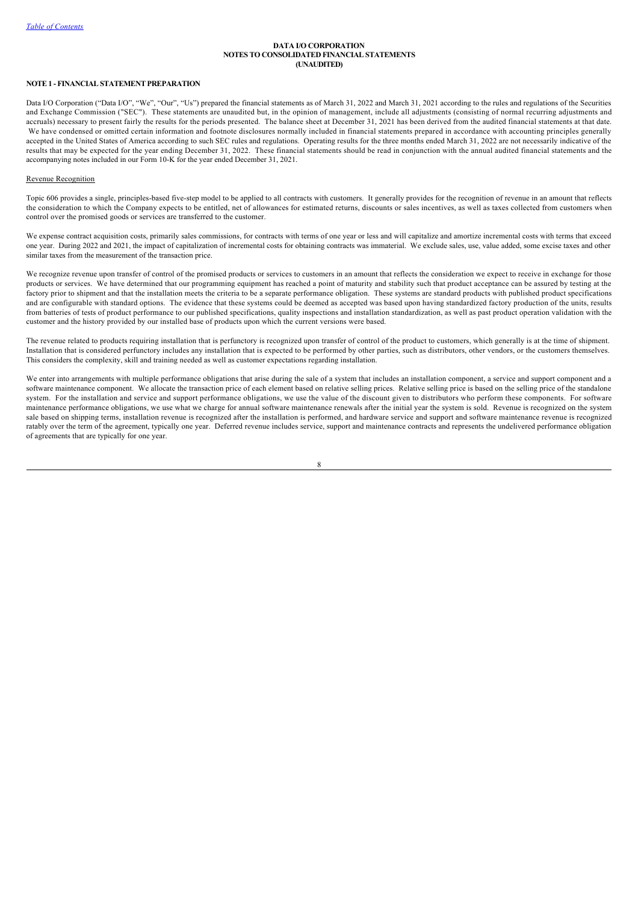**DATA I/O CORPORATION**
**NOTES TO CONSOLIDATED FINANCIAL STATEMENTS**
**(UNAUDITED)**

## NOTE 1 - FINANCIAL STATEMENT PREPARATION

Data I/O Corporation ("Data I/O", "We", "Our", "Us") prepared the financial statements as of March 31, 2022 and March 31, 2021 according to the rules and regulations of the Securities and Exchange Commission ("SEC"). These statements are unaudited but, in the opinion of management, include all adjustments (consisting of normal recurring adjustments and accruals) necessary to present fairly the results for the periods presented. The balance sheet at December 31, 2021 has been derived from the audited financial statements at that date. We have condensed or omitted certain information and footnote disclosures normally included in financial statements prepared in accordance with accounting principles generally accepted in the United States of America according to such SEC rules and regulations. Operating results for the three months ended March 31, 2022 are not necessarily indicative of the results that may be expected for the year ending December 31, 2022. These financial statements should be read in conjunction with the annual audited financial statements and the accompanying notes included in our Form 10-K for the year ended December 31, 2021.

### Revenue Recognition

Topic 606 provides a single, principles-based five-step model to be applied to all contracts with customers. It generally provides for the recognition of revenue in an amount that reflects the consideration to which the Company expects to be entitled, net of allowances for estimated returns, discounts or sales incentives, as well as taxes collected from customers when control over the promised goods or services are transferred to the customer.

We expense contract acquisition costs, primarily sales commissions, for contracts with terms of one year or less and will capitalize and amortize incremental costs with terms that exceed one year. During 2022 and 2021, the impact of capitalization of incremental costs for obtaining contracts was immaterial. We exclude sales, use, value added, some excise taxes and other similar taxes from the measurement of the transaction price.

We recognize revenue upon transfer of control of the promised products or services to customers in an amount that reflects the consideration we expect to receive in exchange for those products or services. We have determined that our programming equipment has reached a point of maturity and stability such that product acceptance can be assured by testing at the factory prior to shipment and that the installation meets the criteria to be a separate performance obligation. These systems are standard products with published product specifications and are configurable with standard options. The evidence that these systems could be deemed as accepted was based upon having standardized factory production of the units, results from batteries of tests of product performance to our published specifications, quality inspections and installation standardization, as well as past product operation validation with the customer and the history provided by our installed base of products upon which the current versions were based.

The revenue related to products requiring installation that is perfunctory is recognized upon transfer of control of the product to customers, which generally is at the time of shipment. Installation that is considered perfunctory includes any installation that is expected to be performed by other parties, such as distributors, other vendors, or the customers themselves. This considers the complexity, skill and training needed as well as customer expectations regarding installation.

We enter into arrangements with multiple performance obligations that arise during the sale of a system that includes an installation component, a service and support component and a software maintenance component. We allocate the transaction price of each element based on relative selling prices. Relative selling price is based on the selling price of the standalone system. For the installation and service and support performance obligations, we use the value of the discount given to distributors who perform these components. For software maintenance performance obligations, we use what we charge for annual software maintenance renewals after the initial year the system is sold. Revenue is recognized on the system sale based on shipping terms, installation revenue is recognized after the installation is performed, and hardware service and support and software maintenance revenue is recognized ratably over the term of the agreement, typically one year. Deferred revenue includes service, support and maintenance contracts and represents the undelivered performance obligation of agreements that are typically for one year.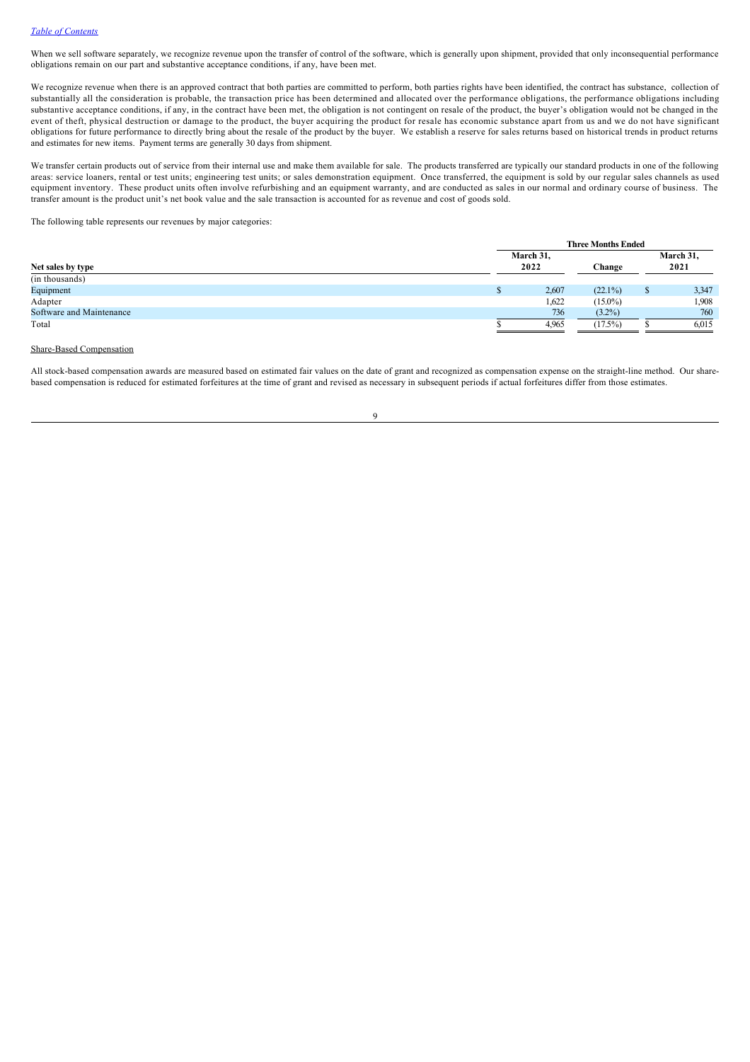When we sell software separately, we recognize revenue upon the transfer of control of the software, which is generally upon shipment, provided that only inconsequential performance obligations remain on our part and substantive acceptance conditions, if any, have been met.

We recognize revenue when there is an approved contract that both parties are committed to perform, both parties rights have been identified, the contract has substance, collection of substantially all the consideration is probable, the transaction price has been determined and allocated over the performance obligations, the performance obligations including substantive acceptance conditions, if any, in the contract have been met, the obligation is not contingent on resale of the product, the buyer's obligation would not be changed in the event of theft, physical destruction or damage to the product, the buyer acquiring the product for resale has economic substance apart from us and we do not have significant obligations for future performance to directly bring about the resale of the product by the buyer. We establish a reserve for sales returns based on historical trends in product returns and estimates for new items. Payment terms are generally 30 days from shipment.

We transfer certain products out of service from their internal use and make them available for sale. The products transferred are typically our standard products in one of the following areas: service loaners, rental or test units; engineering test units; or sales demonstration equipment. Once transferred, the equipment is sold by our regular sales channels as used equipment inventory. These product units often involve refurbishing and an equipment warranty, and are conducted as sales in our normal and ordinary course of business. The transfer amount is the product unit's net book value and the sale transaction is accounted for as revenue and cost of goods sold.

The following table represents our revenues by major categories:

| | Three Months Ended | | |
|---|---|---|---|
| **Net sales by type** | **March 31, 2022** | **Change** | **March 31, 2021** |
| (in thousands) | | | |
| Equipment | $ 2,607 | (22.1%) | $ 3,347 |
| Adapter | 1,622 | (15.0%) | 1,908 |
| Software and Maintenance | 736 | (3.2%) | 760 |
| Total | $ 4,965 | (17.5%) | $ 6,015 |

Share-Based Compensation

All stock-based compensation awards are measured based on estimated fair values on the date of grant and recognized as compensation expense on the straight-line method. Our share-based compensation is reduced for estimated forfeitures at the time of grant and revised as necessary in subsequent periods if actual forfeitures differ from those estimates.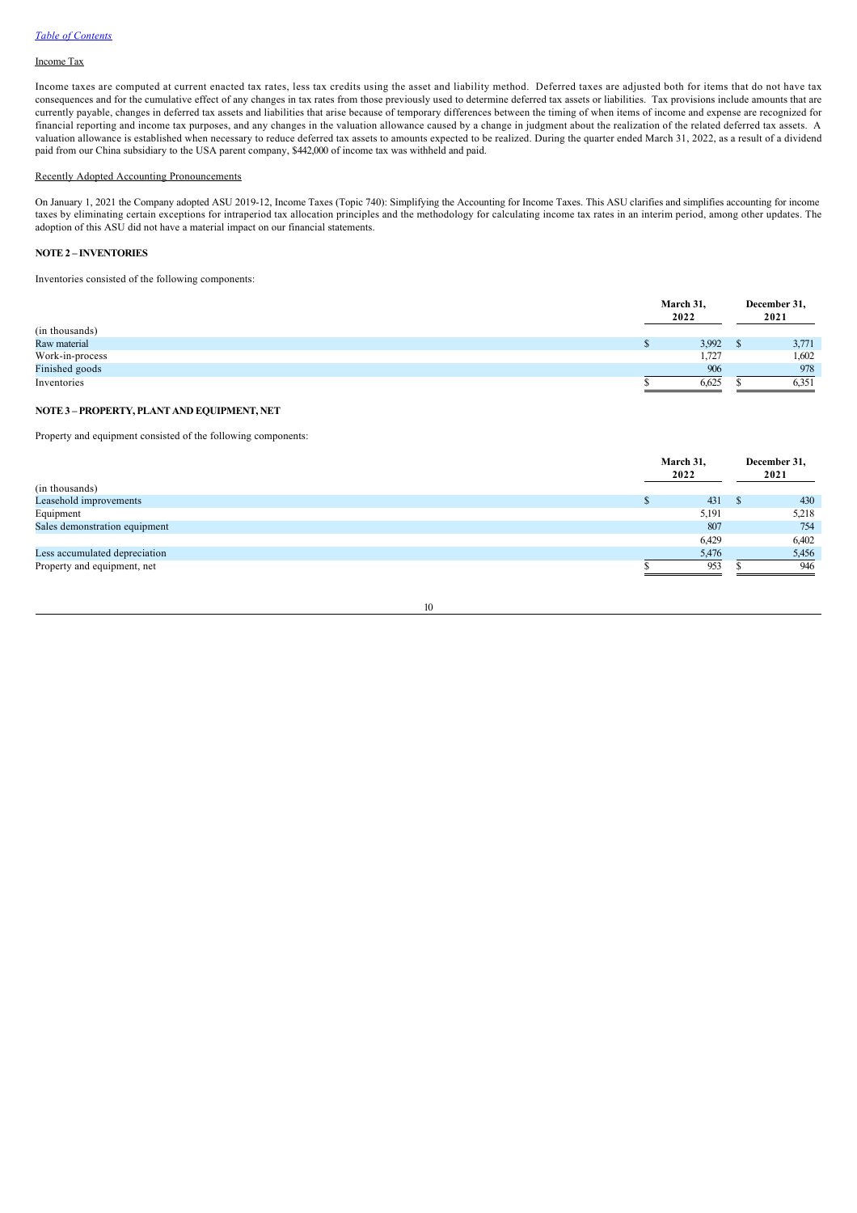Income Tax

Income taxes are computed at current enacted tax rates, less tax credits using the asset and liability method. Deferred taxes are adjusted both for items that do not have tax consequences and for the cumulative effect of any changes in tax rates from those previously used to determine deferred tax assets or liabilities. Tax provisions include amounts that are currently payable, changes in deferred tax assets and liabilities that arise because of temporary differences between the timing of when items of income and expense are recognized for financial reporting and income tax purposes, and any changes in the valuation allowance caused by a change in judgment about the realization of the related deferred tax assets. A valuation allowance is established when necessary to reduce deferred tax assets to amounts expected to be realized. During the quarter ended March 31, 2022, as a result of a dividend paid from our China subsidiary to the USA parent company, $442,000 of income tax was withheld and paid.

Recently Adopted Accounting Pronouncements

On January 1, 2021 the Company adopted ASU 2019-12, Income Taxes (Topic 740): Simplifying the Accounting for Income Taxes. This ASU clarifies and simplifies accounting for income taxes by eliminating certain exceptions for intraperiod tax allocation principles and the methodology for calculating income tax rates in an interim period, among other updates. The adoption of this ASU did not have a material impact on our financial statements.

**NOTE 2 – INVENTORIES**

Inventories consisted of the following components:

| (in thousands) | March 31, 2022 | December 31, 2021 |
|---|---|---|
| Raw material | $ 3,992 | $ 3,771 |
| Work-in-process | 1,727 | 1,602 |
| Finished goods | 906 | 978 |
| Inventories | $ 6,625 | $ 6,351 |

**NOTE 3 – PROPERTY, PLANT AND EQUIPMENT, NET**

Property and equipment consisted of the following components:

| (in thousands) | March 31, 2022 | December 31, 2021 |
|---|---|---|
| Leasehold improvements | $ 431 | $ 430 |
| Equipment | 5,191 | 5,218 |
| Sales demonstration equipment | 807 | 754 |
| | 6,429 | 6,402 |
| Less accumulated depreciation | 5,476 | 5,456 |
| Property and equipment, net | $ 953 | $ 946 |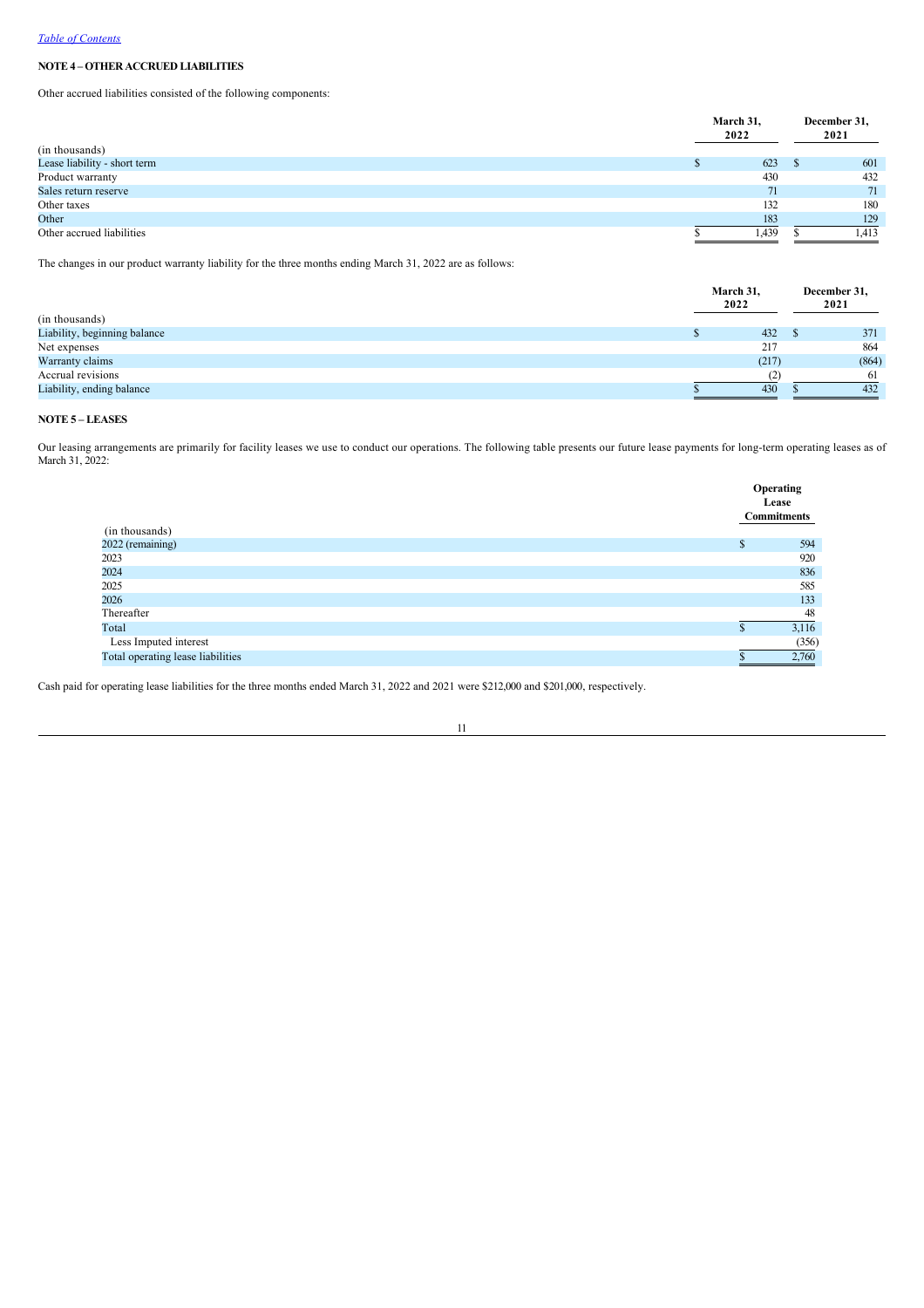[Table of Contents](#)

**NOTE 4 – OTHER ACCRUED LIABILITIES**

Other accrued liabilities consisted of the following components:

| (in thousands) | March 31, 2022 | December 31, 2021 |
|---|---|---|
| Lease liability - short term | $ 623 | $ 601 |
| Product warranty | 430 | 432 |
| Sales return reserve | 71 | 71 |
| Other taxes | 132 | 180 |
| Other | 183 | 129 |
| Other accrued liabilities | $ 1,439 | $ 1,413 |

The changes in our product warranty liability for the three months ending March 31, 2022 are as follows:

| (in thousands) | March 31, 2022 | December 31, 2021 |
|---|---|---|
| Liability, beginning balance | $ 432 | $ 371 |
| Net expenses | 217 | 864 |
| Warranty claims | (217) | (864) |
| Accrual revisions | (2) | 61 |
| Liability, ending balance | $ 430 | $ 432 |

**NOTE 5 – LEASES**

Our leasing arrangements are primarily for facility leases we use to conduct our operations. The following table presents our future lease payments for long-term operating leases as of March 31, 2022:

| (in thousands) | Operating Lease Commitments |
|---|---|
| 2022 (remaining) | $ 594 |
| 2023 | 920 |
| 2024 | 836 |
| 2025 | 585 |
| 2026 | 133 |
| Thereafter | 48 |
| Total | $ 3,116 |
| Less Imputed interest | (356) |
| Total operating lease liabilities | $ 2,760 |

Cash paid for operating lease liabilities for the three months ended March 31, 2022 and 2021 were $212,000 and $201,000, respectively.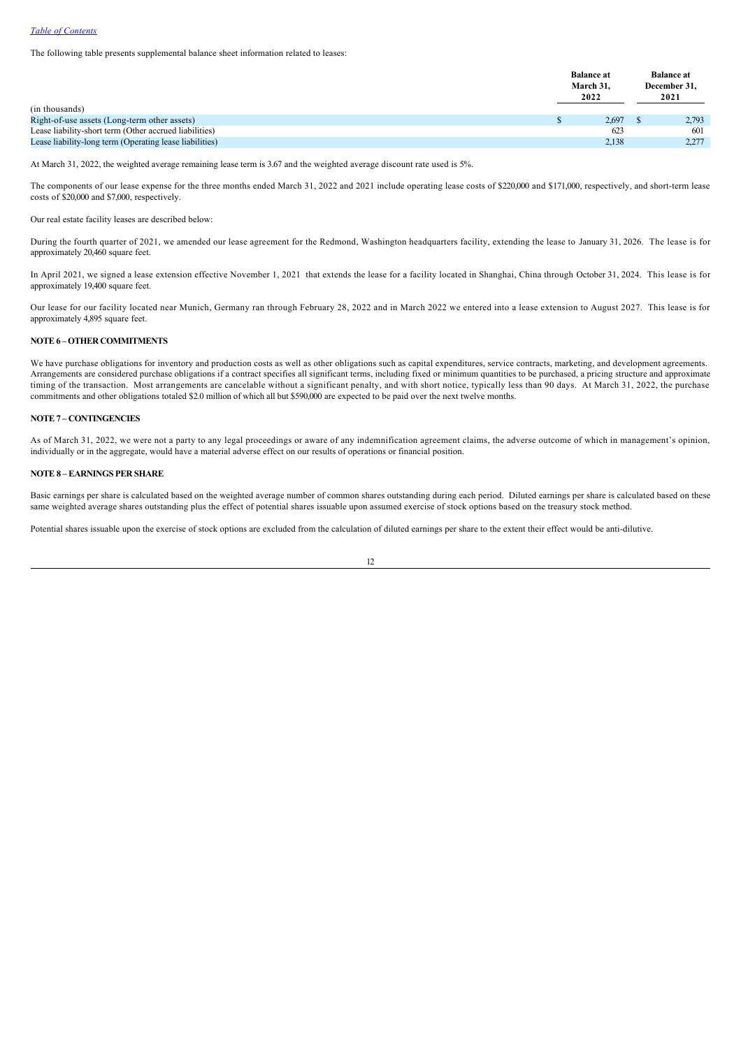The following table presents supplemental balance sheet information related to leases:

| (in thousands) | Balance at March 31, 2022 | Balance at December 31, 2021 |
|---|---|---|
| Right-of-use assets (Long-term other assets) | $ 2,697 | $ 2,793 |
| Lease liability-short term (Other accrued liabilities) | 623 | 601 |
| Lease liability-long term (Operating lease liabilities) | 2,138 | 2,277 |

At March 31, 2022, the weighted average remaining lease term is 3.67 and the weighted average discount rate used is 5%.

The components of our lease expense for the three months ended March 31, 2022 and 2021 include operating lease costs of $220,000 and $171,000, respectively, and short-term lease costs of $20,000 and $7,000, respectively.

Our real estate facility leases are described below:

During the fourth quarter of 2021, we amended our lease agreement for the Redmond, Washington headquarters facility, extending the lease to January 31, 2026. The lease is for approximately 20,460 square feet.

In April 2021, we signed a lease extension effective November 1, 2021 that extends the lease for a facility located in Shanghai, China through October 31, 2024. This lease is for approximately 19,400 square feet.

Our lease for our facility located near Munich, Germany ran through February 28, 2022 and in March 2022 we entered into a lease extension to August 2027. This lease is for approximately 4,895 square feet.

**NOTE 6 – OTHER COMMITMENTS**

We have purchase obligations for inventory and production costs as well as other obligations such as capital expenditures, service contracts, marketing, and development agreements. Arrangements are considered purchase obligations if a contract specifies all significant terms, including fixed or minimum quantities to be purchased, a pricing structure and approximate timing of the transaction. Most arrangements are cancelable without a significant penalty, and with short notice, typically less than 90 days. At March 31, 2022, the purchase commitments and other obligations totaled $2.0 million of which all but $590,000 are expected to be paid over the next twelve months.

**NOTE 7 – CONTINGENCIES**

As of March 31, 2022, we were not a party to any legal proceedings or aware of any indemnification agreement claims, the adverse outcome of which in management's opinion, individually or in the aggregate, would have a material adverse effect on our results of operations or financial position.

**NOTE 8 – EARNINGS PER SHARE**

Basic earnings per share is calculated based on the weighted average number of common shares outstanding during each period. Diluted earnings per share is calculated based on these same weighted average shares outstanding plus the effect of potential shares issuable upon assumed exercise of stock options based on the treasury stock method.

Potential shares issuable upon the exercise of stock options are excluded from the calculation of diluted earnings per share to the extent their effect would be anti-dilutive.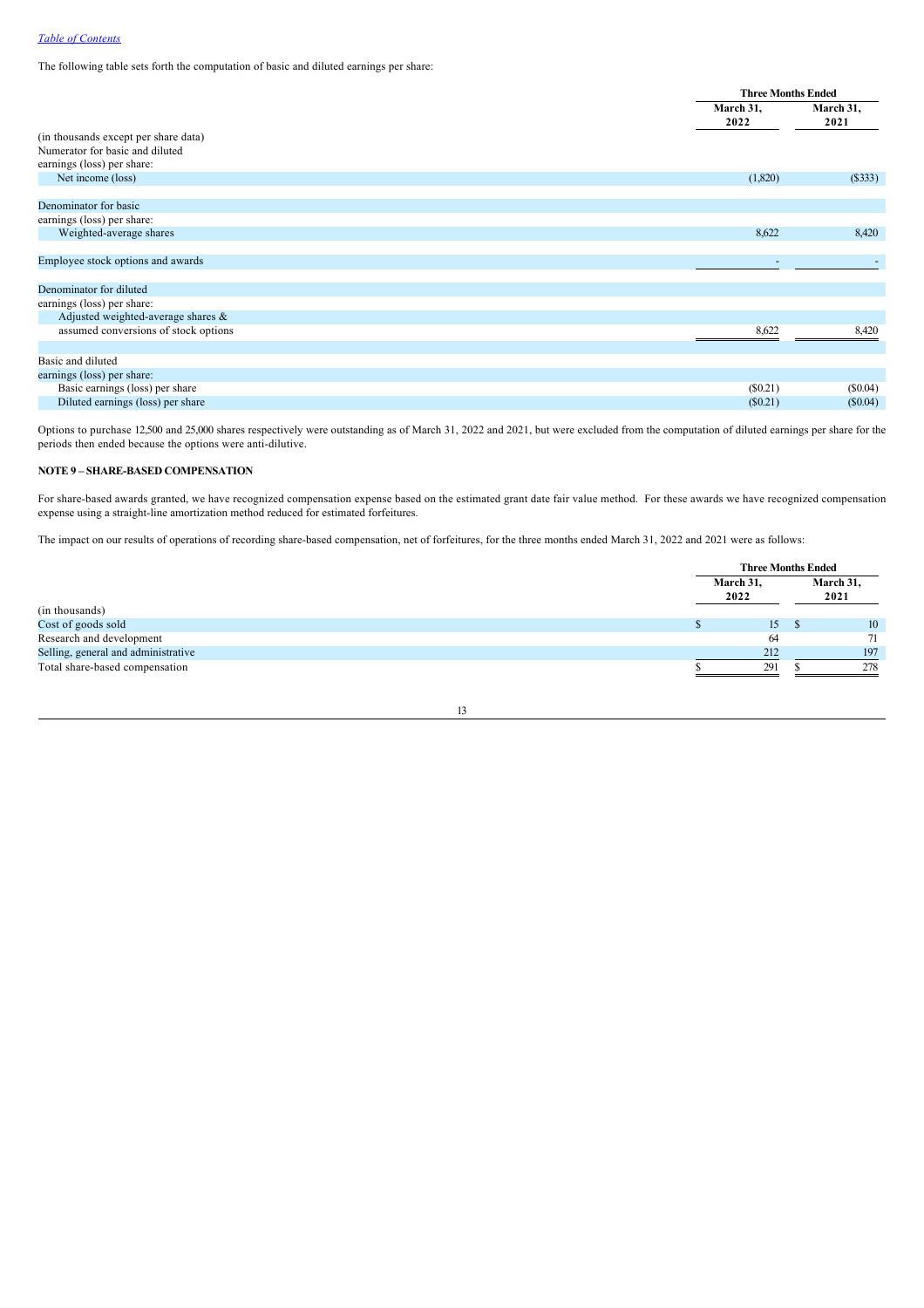*Table of Contents*

The following table sets forth the computation of basic and diluted earnings per share:

| | Three Months Ended | |
|---|---|---|
| | March 31, 2022 | March 31, 2021 |
| (in thousands except per share data) | | |
| Numerator for basic and diluted earnings (loss) per share: | | |
| Net income (loss) | (1,820) | ($333) |
| Denominator for basic earnings (loss) per share: | | |
| Weighted-average shares | 8,622 | 8,420 |
| Employee stock options and awards | - | - |
| Denominator for diluted earnings (loss) per share: | | |
| Adjusted weighted-average shares & assumed conversions of stock options | 8,622 | 8,420 |
| Basic and diluted earnings (loss) per share: | | |
| Basic earnings (loss) per share | ($0.21) | ($0.04) |
| Diluted earnings (loss) per share | ($0.21) | ($0.04) |

Options to purchase 12,500 and 25,000 shares respectively were outstanding as of March 31, 2022 and 2021, but were excluded from the computation of diluted earnings per share for the periods then ended because the options were anti-dilutive.

**NOTE 9 – SHARE-BASED COMPENSATION**

For share-based awards granted, we have recognized compensation expense based on the estimated grant date fair value method. For these awards we have recognized compensation expense using a straight-line amortization method reduced for estimated forfeitures.

The impact on our results of operations of recording share-based compensation, net of forfeitures, for the three months ended March 31, 2022 and 2021 were as follows:

| | Three Months Ended | |
|---|---|---|
| | March 31, 2022 | March 31, 2021 |
| (in thousands) | | |
| Cost of goods sold | $ 15 | $ 10 |
| Research and development | 64 | 71 |
| Selling, general and administrative | 212 | 197 |
| Total share-based compensation | $ 291 | $ 278 |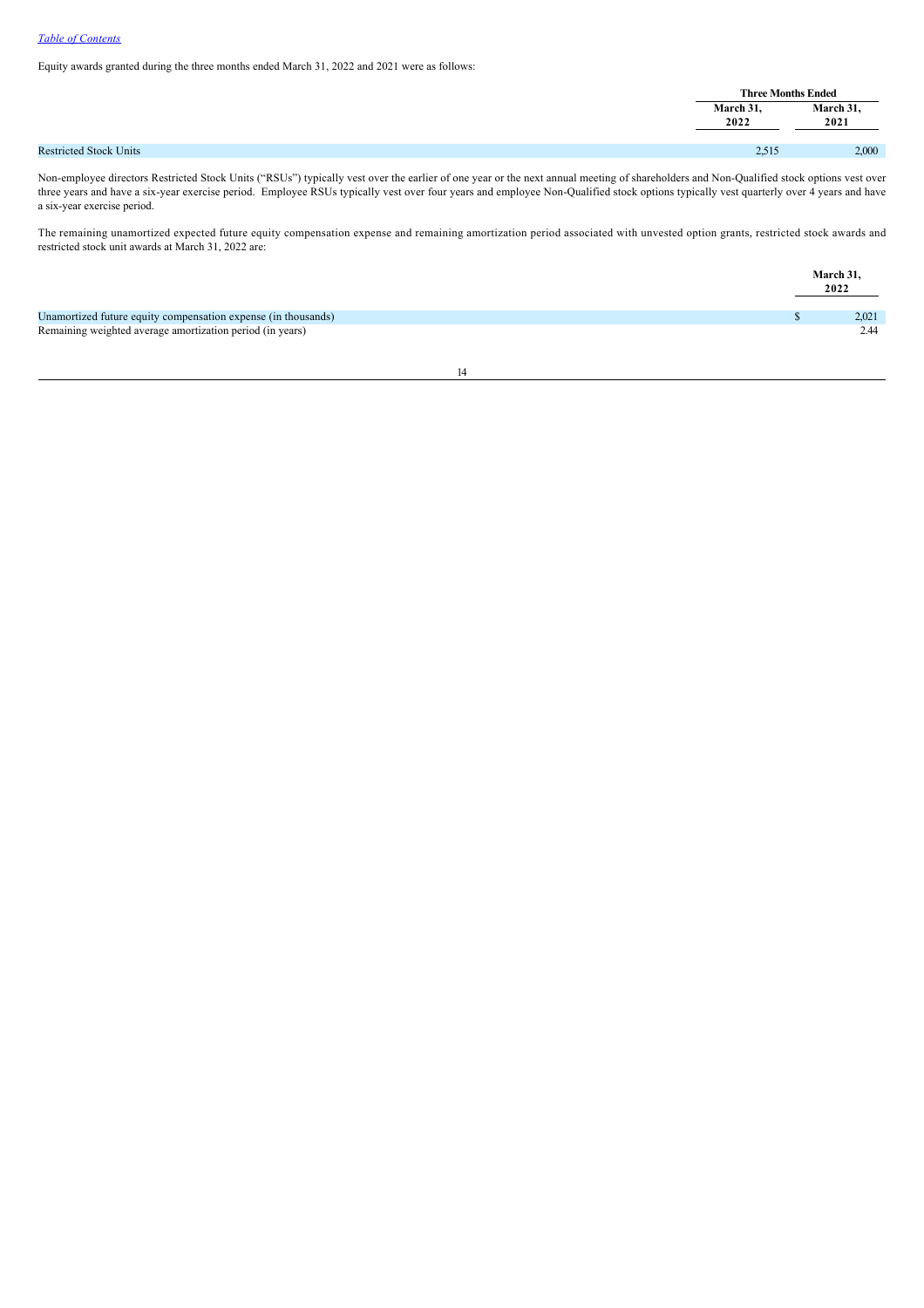Equity awards granted during the three months ended March 31, 2022 and 2021 were as follows:

| | Three Months Ended | |
|---|---|---|
| | March 31, 2022 | March 31, 2021 |
| Restricted Stock Units | 2,515 | 2,000 |

Non-employee directors Restricted Stock Units ("RSUs") typically vest over the earlier of one year or the next annual meeting of shareholders and Non-Qualified stock options vest over three years and have a six-year exercise period. Employee RSUs typically vest over four years and employee Non-Qualified stock options typically vest quarterly over 4 years and have a six-year exercise period.

The remaining unamortized expected future equity compensation expense and remaining amortization period associated with unvested option grants, restricted stock awards and restricted stock unit awards at March 31, 2022 are:

| | March 31, 2022 |
|---|---|
| Unamortized future equity compensation expense (in thousands) | $ 2,021 |
| Remaining weighted average amortization period (in years) | 2.44 |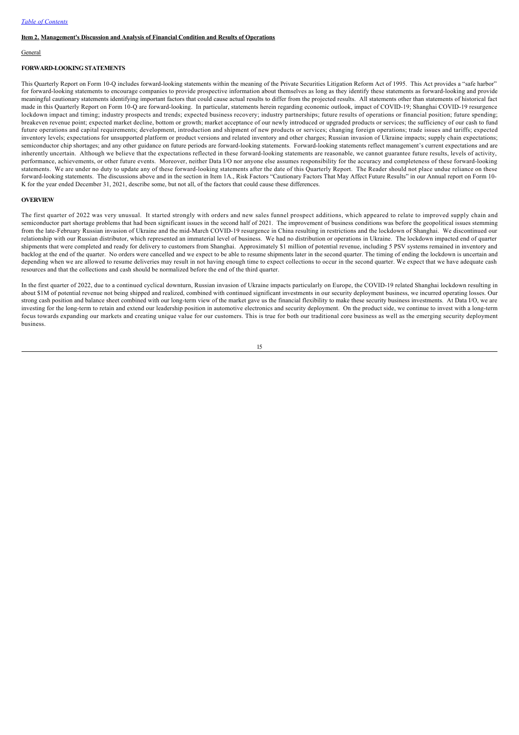[Table of Contents](#)

**Item 2. Management's Discussion and Analysis of Financial Condition and Results of Operations**

General

**FORWARD-LOOKING STATEMENTS**

This Quarterly Report on Form 10-Q includes forward-looking statements within the meaning of the Private Securities Litigation Reform Act of 1995. This Act provides a "safe harbor" for forward-looking statements to encourage companies to provide prospective information about themselves as long as they identify these statements as forward-looking and provide meaningful cautionary statements identifying important factors that could cause actual results to differ from the projected results. All statements other than statements of historical fact made in this Quarterly Report on Form 10-Q are forward-looking. In particular, statements herein regarding economic outlook, impact of COVID-19; Shanghai COVID-19 resurgence lockdown impact and timing; industry prospects and trends; expected business recovery; industry partnerships; future results of operations or financial position; future spending; breakeven revenue point; expected market decline, bottom or growth; market acceptance of our newly introduced or upgraded products or services; the sufficiency of our cash to fund future operations and capital requirements; development, introduction and shipment of new products or services; changing foreign operations; trade issues and tariffs; expected inventory levels; expectations for unsupported platform or product versions and related inventory and other charges; Russian invasion of Ukraine impacts; supply chain expectations; semiconductor chip shortages; and any other guidance on future periods are forward-looking statements. Forward-looking statements reflect management's current expectations and are inherently uncertain. Although we believe that the expectations reflected in these forward-looking statements are reasonable, we cannot guarantee future results, levels of activity, performance, achievements, or other future events. Moreover, neither Data I/O nor anyone else assumes responsibility for the accuracy and completeness of these forward-looking statements. We are under no duty to update any of these forward-looking statements after the date of this Quarterly Report. The Reader should not place undue reliance on these forward-looking statements. The discussions above and in the section in Item 1A., Risk Factors "Cautionary Factors That May Affect Future Results" in our Annual report on Form 10-K for the year ended December 31, 2021, describe some, but not all, of the factors that could cause these differences.

**OVERVIEW**

The first quarter of 2022 was very unusual. It started strongly with orders and new sales funnel prospect additions, which appeared to relate to improved supply chain and semiconductor part shortage problems that had been significant issues in the second half of 2021. The improvement of business conditions was before the geopolitical issues stemming from the late-February Russian invasion of Ukraine and the mid-March COVID-19 resurgence in China resulting in restrictions and the lockdown of Shanghai. We discontinued our relationship with our Russian distributor, which represented an immaterial level of business. We had no distribution or operations in Ukraine. The lockdown impacted end of quarter shipments that were completed and ready for delivery to customers from Shanghai. Approximately $1 million of potential revenue, including 5 PSV systems remained in inventory and backlog at the end of the quarter. No orders were cancelled and we expect to be able to resume shipments later in the second quarter. The timing of ending the lockdown is uncertain and depending when we are allowed to resume deliveries may result in not having enough time to expect collections to occur in the second quarter. We expect that we have adequate cash resources and that the collections and cash should be normalized before the end of the third quarter.

In the first quarter of 2022, due to a continued cyclical downturn, Russian invasion of Ukraine impacts particularly on Europe, the COVID-19 related Shanghai lockdown resulting in about $1M of potential revenue not being shipped and realized, combined with continued significant investments in our security deployment business, we incurred operating losses. Our strong cash position and balance sheet combined with our long-term view of the market gave us the financial flexibility to make these security business investments. At Data I/O, we are investing for the long-term to retain and extend our leadership position in automotive electronics and security deployment. On the product side, we continue to invest with a long-term focus towards expanding our markets and creating unique value for our customers. This is true for both our traditional core business as well as the emerging security deployment business.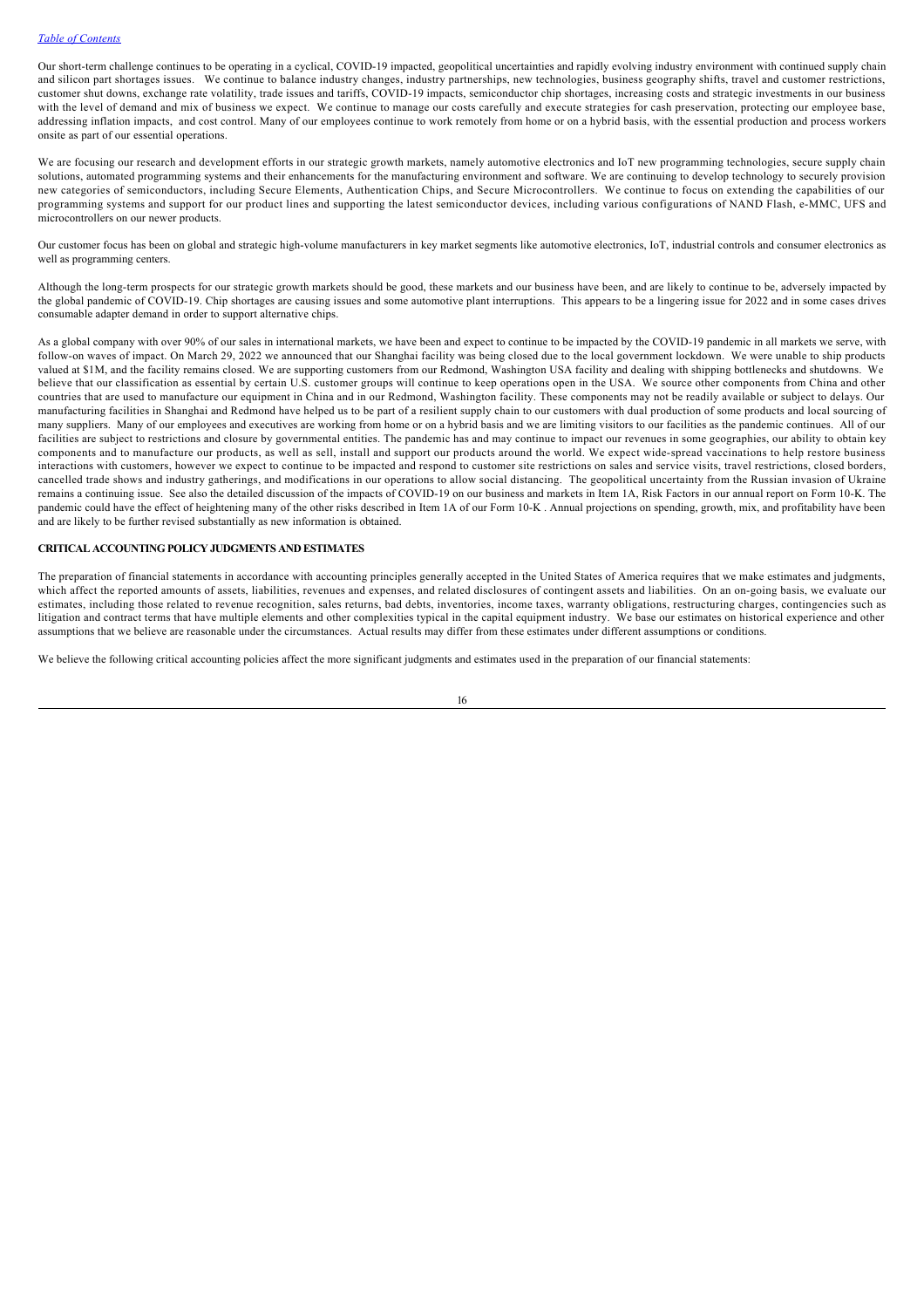Our short-term challenge continues to be operating in a cyclical, COVID-19 impacted, geopolitical uncertainties and rapidly evolving industry environment with continued supply chain and silicon part shortages issues. We continue to balance industry changes, industry partnerships, new technologies, business geography shifts, travel and customer restrictions, customer shut downs, exchange rate volatility, trade issues and tariffs, COVID-19 impacts, semiconductor chip shortages, increasing costs and strategic investments in our business with the level of demand and mix of business we expect. We continue to manage our costs carefully and execute strategies for cash preservation, protecting our employee base, addressing inflation impacts, and cost control. Many of our employees continue to work remotely from home or on a hybrid basis, with the essential production and process workers onsite as part of our essential operations.

We are focusing our research and development efforts in our strategic growth markets, namely automotive electronics and IoT new programming technologies, secure supply chain solutions, automated programming systems and their enhancements for the manufacturing environment and software. We are continuing to develop technology to securely provision new categories of semiconductors, including Secure Elements, Authentication Chips, and Secure Microcontrollers. We continue to focus on extending the capabilities of our programming systems and support for our product lines and supporting the latest semiconductor devices, including various configurations of NAND Flash, e-MMC, UFS and microcontrollers on our newer products.

Our customer focus has been on global and strategic high-volume manufacturers in key market segments like automotive electronics, IoT, industrial controls and consumer electronics as well as programming centers.

Although the long-term prospects for our strategic growth markets should be good, these markets and our business have been, and are likely to continue to be, adversely impacted by the global pandemic of COVID-19. Chip shortages are causing issues and some automotive plant interruptions. This appears to be a lingering issue for 2022 and in some cases drives consumable adapter demand in order to support alternative chips.

As a global company with over 90% of our sales in international markets, we have been and expect to continue to be impacted by the COVID-19 pandemic in all markets we serve, with follow-on waves of impact. On March 29, 2022 we announced that our Shanghai facility was being closed due to the local government lockdown. We were unable to ship products valued at $1M, and the facility remains closed. We are supporting customers from our Redmond, Washington USA facility and dealing with shipping bottlenecks and shutdowns. We believe that our classification as essential by certain U.S. customer groups will continue to keep operations open in the USA. We source other components from China and other countries that are used to manufacture our equipment in China and in our Redmond, Washington facility. These components may not be readily available or subject to delays. Our manufacturing facilities in Shanghai and Redmond have helped us to be part of a resilient supply chain to our customers with dual production of some products and local sourcing of many suppliers. Many of our employees and executives are working from home or on a hybrid basis and we are limiting visitors to our facilities as the pandemic continues. All of our facilities are subject to restrictions and closure by governmental entities. The pandemic has and may continue to impact our revenues in some geographies, our ability to obtain key components and to manufacture our products, as well as sell, install and support our products around the world. We expect wide-spread vaccinations to help restore business interactions with customers, however we expect to continue to be impacted and respond to customer site restrictions on sales and service visits, travel restrictions, closed borders, cancelled trade shows and industry gatherings, and modifications in our operations to allow social distancing. The geopolitical uncertainty from the Russian invasion of Ukraine remains a continuing issue. See also the detailed discussion of the impacts of COVID-19 on our business and markets in Item 1A, Risk Factors in our annual report on Form 10-K. The pandemic could have the effect of heightening many of the other risks described in Item 1A of our Form 10-K . Annual projections on spending, growth, mix, and profitability have been and are likely to be further revised substantially as new information is obtained.

## CRITICAL ACCOUNTING POLICY JUDGMENTS AND ESTIMATES

The preparation of financial statements in accordance with accounting principles generally accepted in the United States of America requires that we make estimates and judgments, which affect the reported amounts of assets, liabilities, revenues and expenses, and related disclosures of contingent assets and liabilities. On an on-going basis, we evaluate our estimates, including those related to revenue recognition, sales returns, bad debts, inventories, income taxes, warranty obligations, restructuring charges, contingencies such as litigation and contract terms that have multiple elements and other complexities typical in the capital equipment industry. We base our estimates on historical experience and other assumptions that we believe are reasonable under the circumstances. Actual results may differ from these estimates under different assumptions or conditions.

We believe the following critical accounting policies affect the more significant judgments and estimates used in the preparation of our financial statements: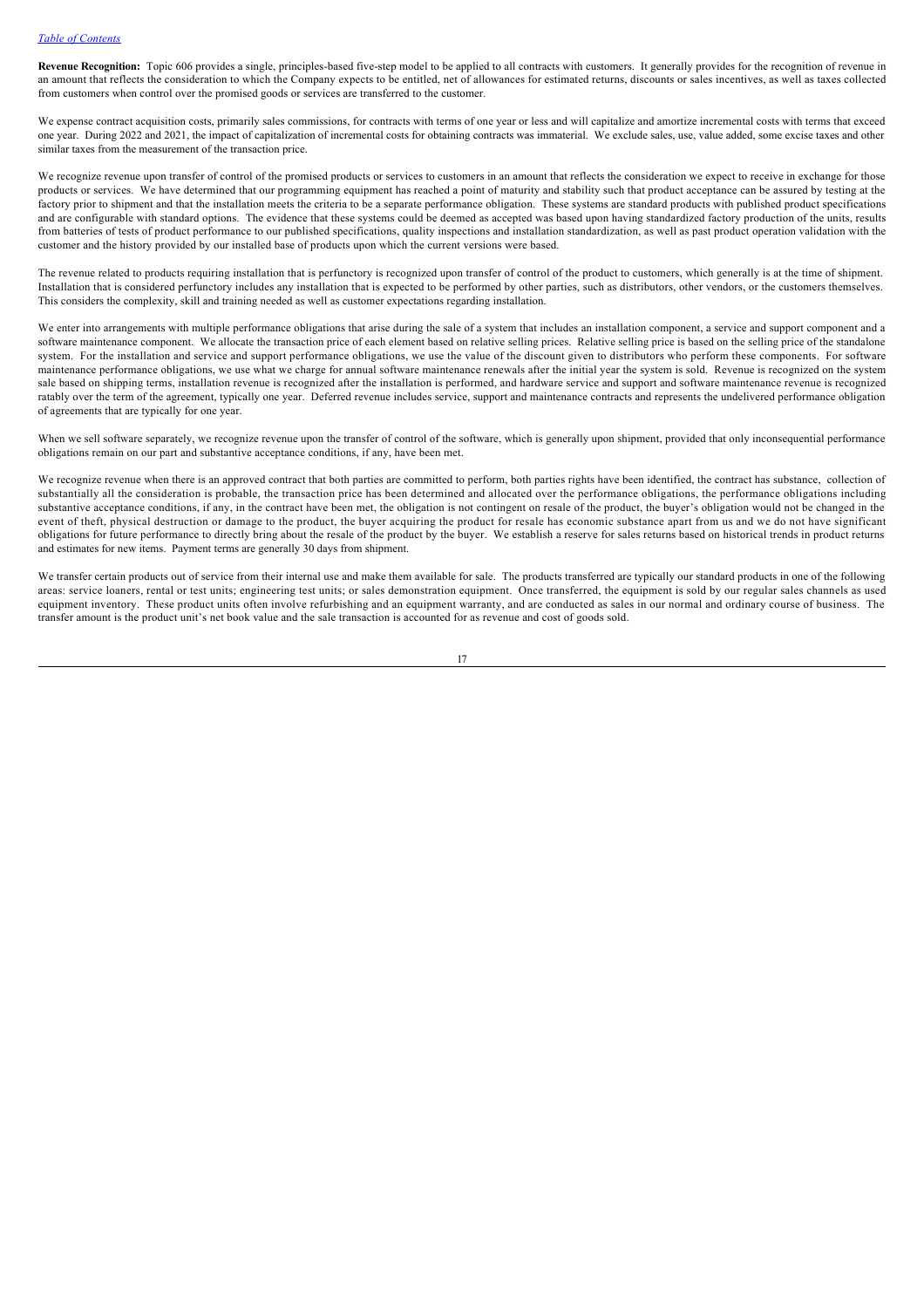**Revenue Recognition:** Topic 606 provides a single, principles-based five-step model to be applied to all contracts with customers. It generally provides for the recognition of revenue in an amount that reflects the consideration to which the Company expects to be entitled, net of allowances for estimated returns, discounts or sales incentives, as well as taxes collected from customers when control over the promised goods or services are transferred to the customer.

We expense contract acquisition costs, primarily sales commissions, for contracts with terms of one year or less and will capitalize and amortize incremental costs with terms that exceed one year. During 2022 and 2021, the impact of capitalization of incremental costs for obtaining contracts was immaterial. We exclude sales, use, value added, some excise taxes and other similar taxes from the measurement of the transaction price.

We recognize revenue upon transfer of control of the promised products or services to customers in an amount that reflects the consideration we expect to receive in exchange for those products or services. We have determined that our programming equipment has reached a point of maturity and stability such that product acceptance can be assured by testing at the factory prior to shipment and that the installation meets the criteria to be a separate performance obligation. These systems are standard products with published product specifications and are configurable with standard options. The evidence that these systems could be deemed as accepted was based upon having standardized factory production of the units, results from batteries of tests of product performance to our published specifications, quality inspections and installation standardization, as well as past product operation validation with the customer and the history provided by our installed base of products upon which the current versions were based.

The revenue related to products requiring installation that is perfunctory is recognized upon transfer of control of the product to customers, which generally is at the time of shipment. Installation that is considered perfunctory includes any installation that is expected to be performed by other parties, such as distributors, other vendors, or the customers themselves. This considers the complexity, skill and training needed as well as customer expectations regarding installation.

We enter into arrangements with multiple performance obligations that arise during the sale of a system that includes an installation component, a service and support component and a software maintenance component. We allocate the transaction price of each element based on relative selling prices. Relative selling price is based on the selling price of the standalone system. For the installation and service and support performance obligations, we use the value of the discount given to distributors who perform these components. For software maintenance performance obligations, we use what we charge for annual software maintenance renewals after the initial year the system is sold. Revenue is recognized on the system sale based on shipping terms, installation revenue is recognized after the installation is performed, and hardware service and support and software maintenance revenue is recognized ratably over the term of the agreement, typically one year. Deferred revenue includes service, support and maintenance contracts and represents the undelivered performance obligation of agreements that are typically for one year.

When we sell software separately, we recognize revenue upon the transfer of control of the software, which is generally upon shipment, provided that only inconsequential performance obligations remain on our part and substantive acceptance conditions, if any, have been met.

We recognize revenue when there is an approved contract that both parties are committed to perform, both parties rights have been identified, the contract has substance, collection of substantially all the consideration is probable, the transaction price has been determined and allocated over the performance obligations, the performance obligations including substantive acceptance conditions, if any, in the contract have been met, the obligation is not contingent on resale of the product, the buyer's obligation would not be changed in the event of theft, physical destruction or damage to the product, the buyer acquiring the product for resale has economic substance apart from us and we do not have significant obligations for future performance to directly bring about the resale of the product by the buyer. We establish a reserve for sales returns based on historical trends in product returns and estimates for new items. Payment terms are generally 30 days from shipment.

We transfer certain products out of service from their internal use and make them available for sale. The products transferred are typically our standard products in one of the following areas: service loaners, rental or test units; engineering test units; or sales demonstration equipment. Once transferred, the equipment is sold by our regular sales channels as used equipment inventory. These product units often involve refurbishing and an equipment warranty, and are conducted as sales in our normal and ordinary course of business. The transfer amount is the product unit's net book value and the sale transaction is accounted for as revenue and cost of goods sold.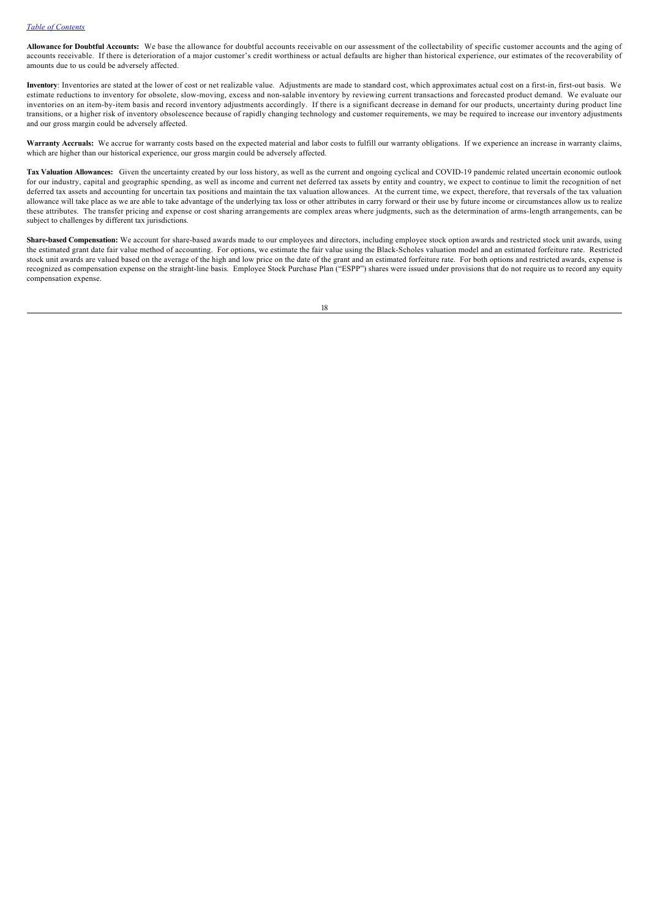**Allowance for Doubtful Accounts:** We base the allowance for doubtful accounts receivable on our assessment of the collectability of specific customer accounts and the aging of accounts receivable. If there is deterioration of a major customer's credit worthiness or actual defaults are higher than historical experience, our estimates of the recoverability of amounts due to us could be adversely affected.

**Inventory**: Inventories are stated at the lower of cost or net realizable value. Adjustments are made to standard cost, which approximates actual cost on a first-in, first-out basis. We estimate reductions to inventory for obsolete, slow-moving, excess and non-salable inventory by reviewing current transactions and forecasted product demand. We evaluate our inventories on an item-by-item basis and record inventory adjustments accordingly. If there is a significant decrease in demand for our products, uncertainty during product line transitions, or a higher risk of inventory obsolescence because of rapidly changing technology and customer requirements, we may be required to increase our inventory adjustments and our gross margin could be adversely affected.

**Warranty Accruals:** We accrue for warranty costs based on the expected material and labor costs to fulfill our warranty obligations. If we experience an increase in warranty claims, which are higher than our historical experience, our gross margin could be adversely affected.

**Tax Valuation Allowances:** Given the uncertainty created by our loss history, as well as the current and ongoing cyclical and COVID-19 pandemic related uncertain economic outlook for our industry, capital and geographic spending, as well as income and current net deferred tax assets by entity and country, we expect to continue to limit the recognition of net deferred tax assets and accounting for uncertain tax positions and maintain the tax valuation allowances. At the current time, we expect, therefore, that reversals of the tax valuation allowance will take place as we are able to take advantage of the underlying tax loss or other attributes in carry forward or their use by future income or circumstances allow us to realize these attributes. The transfer pricing and expense or cost sharing arrangements are complex areas where judgments, such as the determination of arms-length arrangements, can be subject to challenges by different tax jurisdictions.

**Share-based Compensation:** We account for share-based awards made to our employees and directors, including employee stock option awards and restricted stock unit awards, using the estimated grant date fair value method of accounting. For options, we estimate the fair value using the Black-Scholes valuation model and an estimated forfeiture rate. Restricted stock unit awards are valued based on the average of the high and low price on the date of the grant and an estimated forfeiture rate. For both options and restricted awards, expense is recognized as compensation expense on the straight-line basis. Employee Stock Purchase Plan ("ESPP") shares were issued under provisions that do not require us to record any equity compensation expense.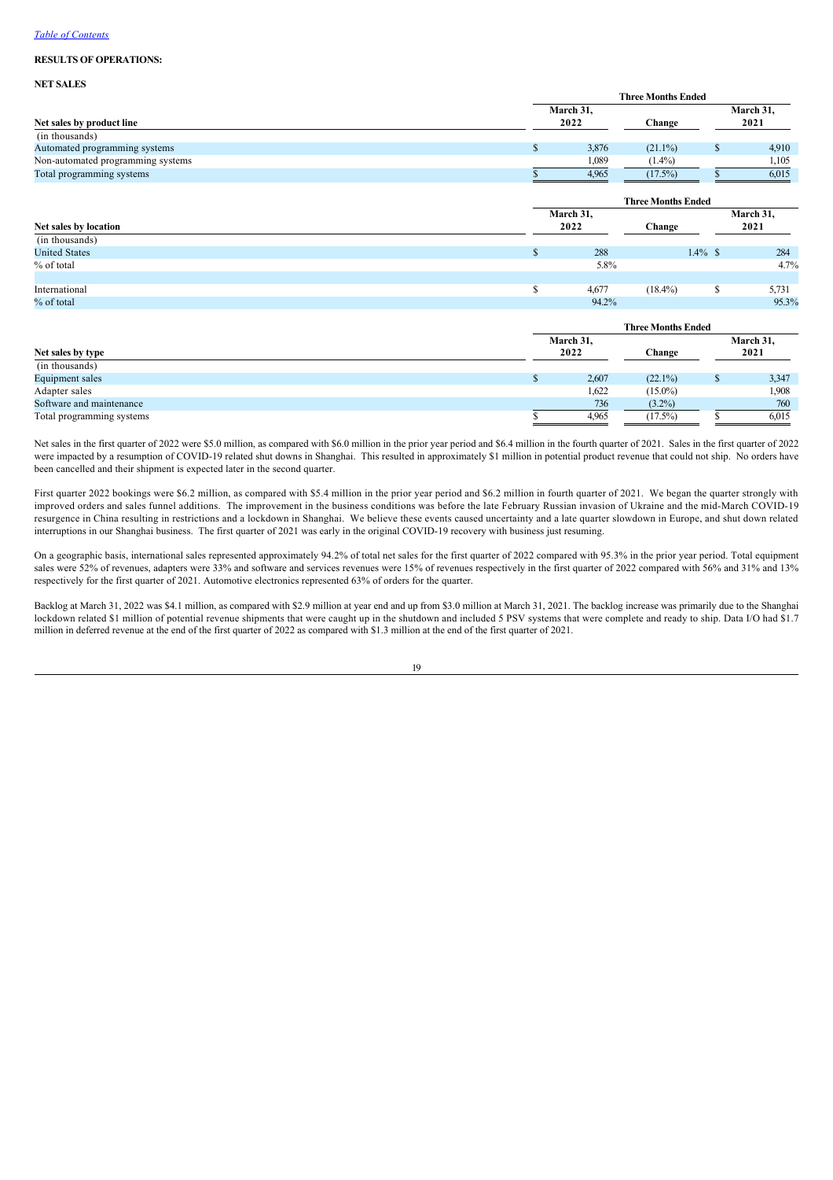*Table of Contents*

**RESULTS OF OPERATIONS:**

**NET SALES**

| | Three Months Ended | | |
|---|---|---|---|
| **Net sales by product line** | **March 31, 2022** | **Change** | **March 31, 2021** |
| (in thousands) | | | |
| Automated programming systems | $ 3,876 | (21.1%) | $ 4,910 |
| Non-automated programming systems | 1,089 | (1.4%) | 1,105 |
| Total programming systems | $ 4,965 | (17.5%) | $ 6,015 |

| | Three Months Ended | | |
|---|---|---|---|
| **Net sales by location** | **March 31, 2022** | **Change** | **March 31, 2021** |
| (in thousands) | | | |
| United States | $ 288 | 1.4% | $ 284 |
| % of total | 5.8% | | 4.7% |
| | | | |
| International | $ 4,677 | (18.4%) | $ 5,731 |
| % of total | 94.2% | | 95.3% |

| | Three Months Ended | | |
|---|---|---|---|
| **Net sales by type** | **March 31, 2022** | **Change** | **March 31, 2021** |
| (in thousands) | | | |
| Equipment sales | $ 2,607 | (22.1%) | $ 3,347 |
| Adapter sales | 1,622 | (15.0%) | 1,908 |
| Software and maintenance | 736 | (3.2%) | 760 |
| Total programming systems | $ 4,965 | (17.5%) | $ 6,015 |

Net sales in the first quarter of 2022 were $5.0 million, as compared with $6.0 million in the prior year period and $6.4 million in the fourth quarter of 2021. Sales in the first quarter of 2022 were impacted by a resumption of COVID-19 related shut downs in Shanghai. This resulted in approximately $1 million in potential product revenue that could not ship. No orders have been cancelled and their shipment is expected later in the second quarter.

First quarter 2022 bookings were $6.2 million, as compared with $5.4 million in the prior year period and $6.2 million in fourth quarter of 2021. We began the quarter strongly with improved orders and sales funnel additions. The improvement in the business conditions was before the late February Russian invasion of Ukraine and the mid-March COVID-19 resurgence in China resulting in restrictions and a lockdown in Shanghai. We believe these events caused uncertainty and a late quarter slowdown in Europe, and shut down related interruptions in our Shanghai business. The first quarter of 2021 was early in the original COVID-19 recovery with business just resuming.

On a geographic basis, international sales represented approximately 94.2% of total net sales for the first quarter of 2022 compared with 95.3% in the prior year period. Total equipment sales were 52% of revenues, adapters were 33% and software and services revenues were 15% of revenues respectively in the first quarter of 2022 compared with 56% and 31% and 13% respectively for the first quarter of 2021. Automotive electronics represented 63% of orders for the quarter.

Backlog at March 31, 2022 was $4.1 million, as compared with $2.9 million at year end and up from $3.0 million at March 31, 2021. The backlog increase was primarily due to the Shanghai lockdown related $1 million of potential revenue shipments that were caught up in the shutdown and included 5 PSV systems that were complete and ready to ship. Data I/O had $1.7 million in deferred revenue at the end of the first quarter of 2022 as compared with $1.3 million at the end of the first quarter of 2021.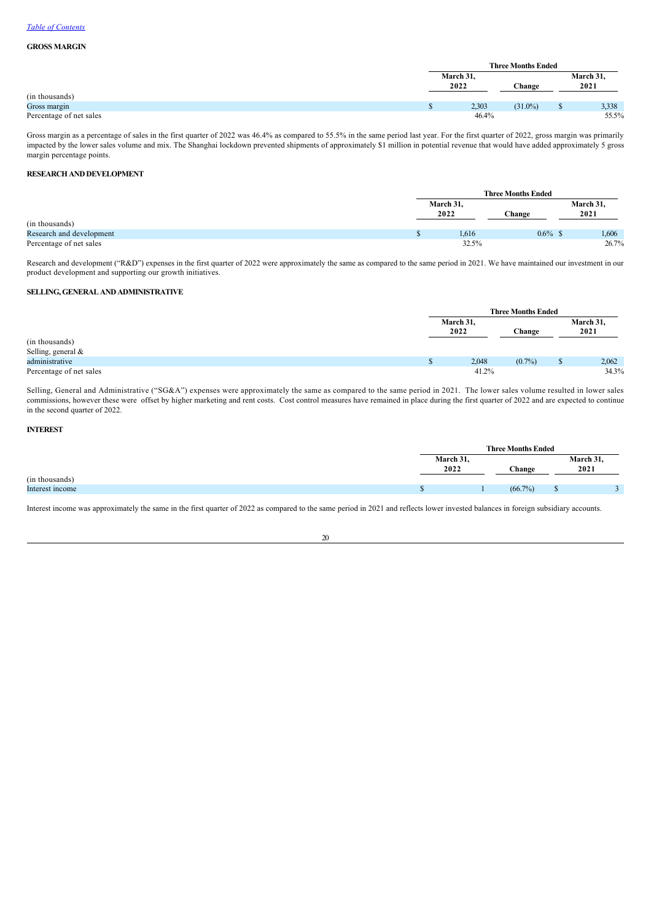### GROSS MARGIN

| (in thousands) | Three Months Ended March 31, 2022 | Change | March 31, 2021 |
|---|---|---|---|
| Gross margin | $ 2,303 | (31.0%) | $ 3,338 |
| Percentage of net sales | 46.4% | | 55.5% |

Gross margin as a percentage of sales in the first quarter of 2022 was 46.4% as compared to 55.5% in the same period last year. For the first quarter of 2022, gross margin was primarily impacted by the lower sales volume and mix. The Shanghai lockdown prevented shipments of approximately $1 million in potential revenue that would have added approximately 5 gross margin percentage points.

### RESEARCH AND DEVELOPMENT

| (in thousands) | Three Months Ended March 31, 2022 | Change | March 31, 2021 |
|---|---|---|---|
| Research and development | $ 1,616 | 0.6% | $ 1,606 |
| Percentage of net sales | 32.5% | | 26.7% |

Research and development ("R&D") expenses in the first quarter of 2022 were approximately the same as compared to the same period in 2021. We have maintained our investment in our product development and supporting our growth initiatives.

### SELLING, GENERAL AND ADMINISTRATIVE

| (in thousands) | Three Months Ended March 31, 2022 | Change | March 31, 2021 |
|---|---|---|---|
| Selling, general & administrative | $ 2,048 | (0.7%) | $ 2,062 |
| Percentage of net sales | 41.2% | | 34.3% |

Selling, General and Administrative ("SG&A") expenses were approximately the same as compared to the same period in 2021. The lower sales volume resulted in lower sales commissions, however these were offset by higher marketing and rent costs. Cost control measures have remained in place during the first quarter of 2022 and are expected to continue in the second quarter of 2022.

### INTEREST

| (in thousands) | Three Months Ended March 31, 2022 | Change | March 31, 2021 |
|---|---|---|---|
| Interest income | $ 1 | (66.7%) | $ 3 |

Interest income was approximately the same in the first quarter of 2022 as compared to the same period in 2021 and reflects lower invested balances in foreign subsidiary accounts.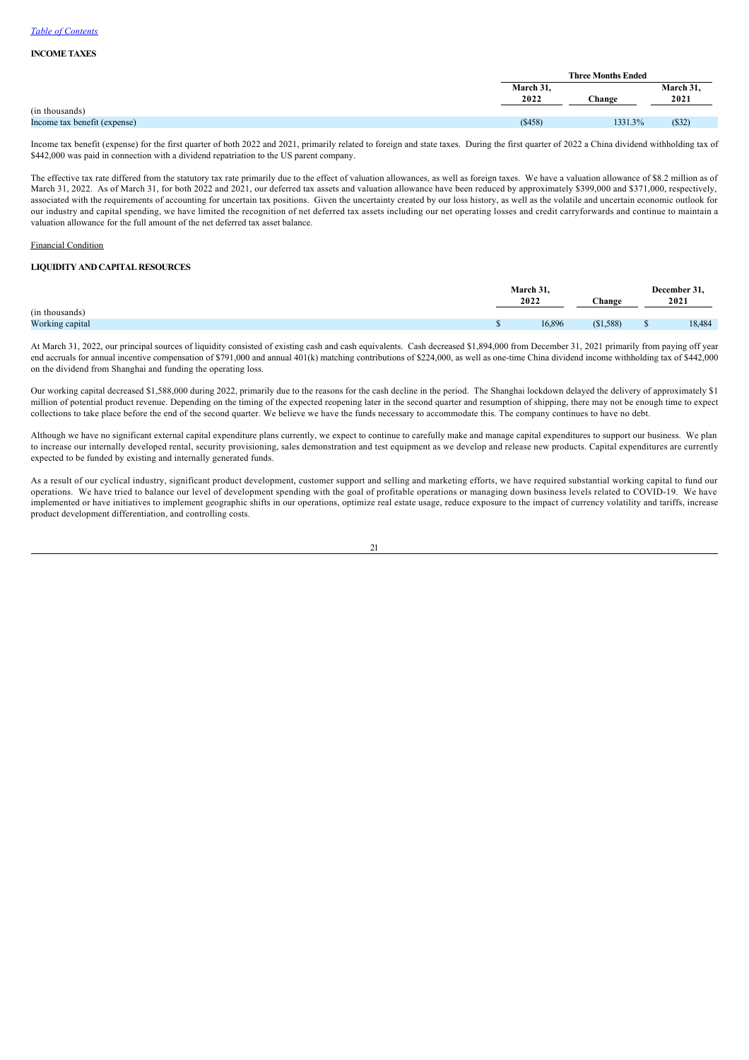**INCOME TAXES**

| | Three Months Ended | | |
|---|---|---|---|
| | March 31, 2022 | Change | March 31, 2021 |
| (in thousands) | | | |
| Income tax benefit (expense) | ($458) | 1331.3% | ($32) |

Income tax benefit (expense) for the first quarter of both 2022 and 2021, primarily related to foreign and state taxes. During the first quarter of 2022 a China dividend withholding tax of $442,000 was paid in connection with a dividend repatriation to the US parent company.

The effective tax rate differed from the statutory tax rate primarily due to the effect of valuation allowances, as well as foreign taxes. We have a valuation allowance of $8.2 million as of March 31, 2022. As of March 31, for both 2022 and 2021, our deferred tax assets and valuation allowance have been reduced by approximately $399,000 and $371,000, respectively, associated with the requirements of accounting for uncertain tax positions. Given the uncertainty created by our loss history, as well as the volatile and uncertain economic outlook for our industry and capital spending, we have limited the recognition of net deferred tax assets including our net operating losses and credit carryforwards and continue to maintain a valuation allowance for the full amount of the net deferred tax asset balance.

Financial Condition

**LIQUIDITY AND CAPITAL RESOURCES**

| | March 31, 2022 | Change | December 31, 2021 |
|---|---|---|---|
| (in thousands) | | | |
| Working capital | $ 16,896 | ($1,588) | $ 18,484 |

At March 31, 2022, our principal sources of liquidity consisted of existing cash and cash equivalents. Cash decreased $1,894,000 from December 31, 2021 primarily from paying off year end accruals for annual incentive compensation of $791,000 and annual 401(k) matching contributions of $224,000, as well as one-time China dividend income withholding tax of $442,000 on the dividend from Shanghai and funding the operating loss.

Our working capital decreased $1,588,000 during 2022, primarily due to the reasons for the cash decline in the period. The Shanghai lockdown delayed the delivery of approximately $1 million of potential product revenue. Depending on the timing of the expected reopening later in the second quarter and resumption of shipping, there may not be enough time to expect collections to take place before the end of the second quarter. We believe we have the funds necessary to accommodate this. The company continues to have no debt.

Although we have no significant external capital expenditure plans currently, we expect to continue to carefully make and manage capital expenditures to support our business. We plan to increase our internally developed rental, security provisioning, sales demonstration and test equipment as we develop and release new products. Capital expenditures are currently expected to be funded by existing and internally generated funds.

As a result of our cyclical industry, significant product development, customer support and selling and marketing efforts, we have required substantial working capital to fund our operations. We have tried to balance our level of development spending with the goal of profitable operations or managing down business levels related to COVID-19. We have implemented or have initiatives to implement geographic shifts in our operations, optimize real estate usage, reduce exposure to the impact of currency volatility and tariffs, increase product development differentiation, and controlling costs.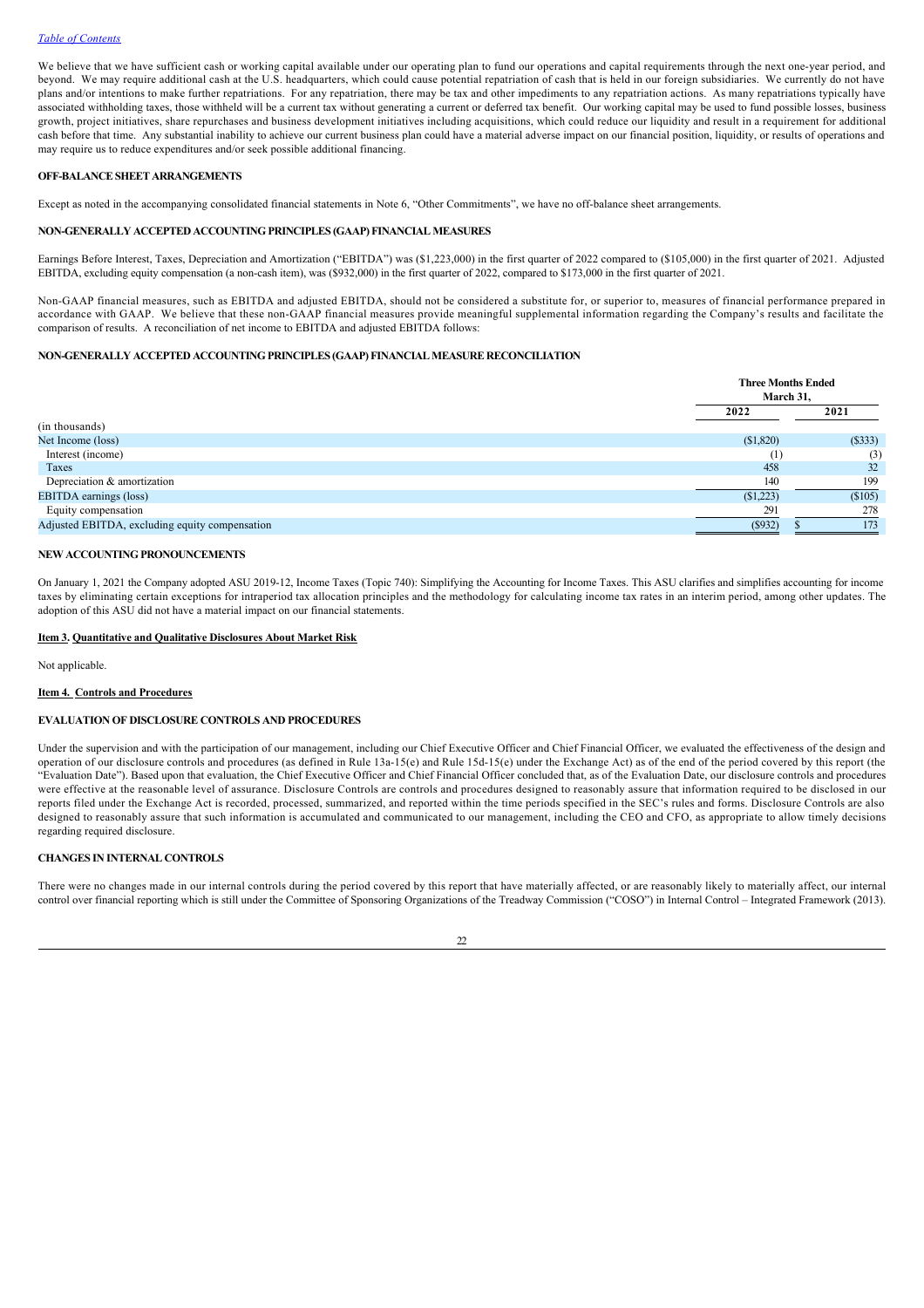We believe that we have sufficient cash or working capital available under our operating plan to fund our operations and capital requirements through the next one-year period, and beyond. We may require additional cash at the U.S. headquarters, which could cause potential repatriation of cash that is held in our foreign subsidiaries. We currently do not have plans and/or intentions to make further repatriations. For any repatriation, there may be tax and other impediments to any repatriation actions. As many repatriations typically have associated withholding taxes, those withheld will be a current tax without generating a current or deferred tax benefit. Our working capital may be used to fund possible losses, business growth, project initiatives, share repurchases and business development initiatives including acquisitions, which could reduce our liquidity and result in a requirement for additional cash before that time. Any substantial inability to achieve our current business plan could have a material adverse impact on our financial position, liquidity, or results of operations and may require us to reduce expenditures and/or seek possible additional financing.

**OFF-BALANCE SHEET ARRANGEMENTS**

Except as noted in the accompanying consolidated financial statements in Note 6, "Other Commitments", we have no off-balance sheet arrangements.

**NON-GENERALLY ACCEPTED ACCOUNTING PRINCIPLES (GAAP) FINANCIAL MEASURES**

Earnings Before Interest, Taxes, Depreciation and Amortization ("EBITDA") was ($1,223,000) in the first quarter of 2022 compared to ($105,000) in the first quarter of 2021. Adjusted EBITDA, excluding equity compensation (a non-cash item), was ($932,000) in the first quarter of 2022, compared to $173,000 in the first quarter of 2021.

Non-GAAP financial measures, such as EBITDA and adjusted EBITDA, should not be considered a substitute for, or superior to, measures of financial performance prepared in accordance with GAAP. We believe that these non-GAAP financial measures provide meaningful supplemental information regarding the Company's results and facilitate the comparison of results. A reconciliation of net income to EBITDA and adjusted EBITDA follows:

**NON-GENERALLY ACCEPTED ACCOUNTING PRINCIPLES (GAAP) FINANCIAL MEASURE RECONCILIATION**

| | Three Months Ended March 31, | |
|---|---|---|
| | 2022 | 2021 |
| (in thousands) | | |
| Net Income (loss) | ($1,820) | ($333) |
| Interest (income) | (1) | (3) |
| Taxes | 458 | 32 |
| Depreciation & amortization | 140 | 199 |
| EBITDA earnings (loss) | ($1,223) | ($105) |
| Equity compensation | 291 | 278 |
| Adjusted EBITDA, excluding equity compensation | ($932) | $ 173 |

**NEW ACCOUNTING PRONOUNCEMENTS**

On January 1, 2021 the Company adopted ASU 2019-12, Income Taxes (Topic 740): Simplifying the Accounting for Income Taxes. This ASU clarifies and simplifies accounting for income taxes by eliminating certain exceptions for intraperiod tax allocation principles and the methodology for calculating income tax rates in an interim period, among other updates. The adoption of this ASU did not have a material impact on our financial statements.

**Item 3. Quantitative and Qualitative Disclosures About Market Risk**

Not applicable.

**Item 4. Controls and Procedures**

**EVALUATION OF DISCLOSURE CONTROLS AND PROCEDURES**

Under the supervision and with the participation of our management, including our Chief Executive Officer and Chief Financial Officer, we evaluated the effectiveness of the design and operation of our disclosure controls and procedures (as defined in Rule 13a-15(e) and Rule 15d-15(e) under the Exchange Act) as of the end of the period covered by this report (the "Evaluation Date"). Based upon that evaluation, the Chief Executive Officer and Chief Financial Officer concluded that, as of the Evaluation Date, our disclosure controls and procedures were effective at the reasonable level of assurance. Disclosure Controls are controls and procedures designed to reasonably assure that information required to be disclosed in our reports filed under the Exchange Act is recorded, processed, summarized, and reported within the time periods specified in the SEC's rules and forms. Disclosure Controls are also designed to reasonably assure that such information is accumulated and communicated to our management, including the CEO and CFO, as appropriate to allow timely decisions regarding required disclosure.

**CHANGES IN INTERNAL CONTROLS**

There were no changes made in our internal controls during the period covered by this report that have materially affected, or are reasonably likely to materially affect, our internal control over financial reporting which is still under the Committee of Sponsoring Organizations of the Treadway Commission ("COSO") in Internal Control – Integrated Framework (2013).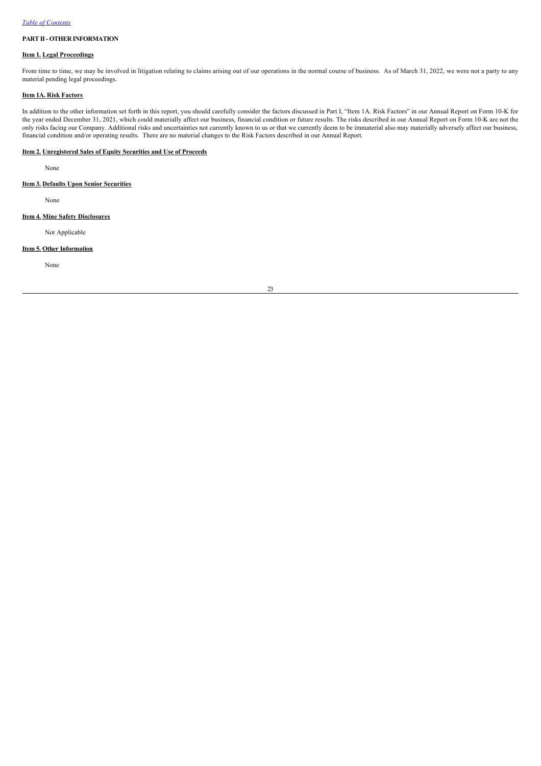## PART II - OTHER INFORMATION

### Item 1. Legal Proceedings

From time to time, we may be involved in litigation relating to claims arising out of our operations in the normal course of business. As of March 31, 2022, we were not a party to any material pending legal proceedings.

### Item 1A. Risk Factors

In addition to the other information set forth in this report, you should carefully consider the factors discussed in Part I, "Item 1A. Risk Factors" in our Annual Report on Form 10-K for the year ended December 31, 2021, which could materially affect our business, financial condition or future results. The risks described in our Annual Report on Form 10-K are not the only risks facing our Company. Additional risks and uncertainties not currently known to us or that we currently deem to be immaterial also may materially adversely affect our business, financial condition and/or operating results. There are no material changes to the Risk Factors described in our Annual Report.

### Item 2. Unregistered Sales of Equity Securities and Use of Proceeds

None

### Item 3. Defaults Upon Senior Securities

None

### Item 4. Mine Safety Disclosures

Not Applicable

### Item 5. Other Information

None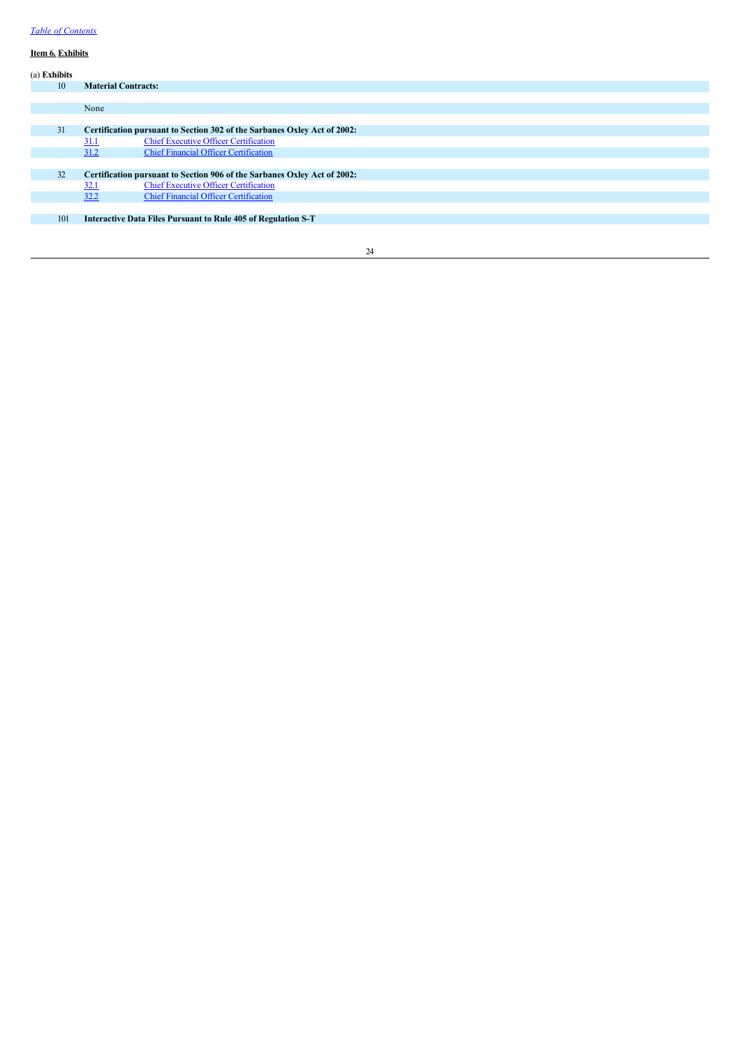[Table of Contents](#)

**Item 6. Exhibits**

(a) **Exhibits**

| | | |
|---|---|---|
| 10 | **Material Contracts:** | |
| | None | |
| 31 | **Certification pursuant to Section 302 of the Sarbanes Oxley Act of 2002:** | |
| | 31.1 | Chief Executive Officer Certification |
| | 31.2 | Chief Financial Officer Certification |
| 32 | **Certification pursuant to Section 906 of the Sarbanes Oxley Act of 2002:** | |
| | 32.1 | Chief Executive Officer Certification |
| | 32.2 | Chief Financial Officer Certification |
| 101 | **Interactive Data Files Pursuant to Rule 405 of Regulation S-T** | |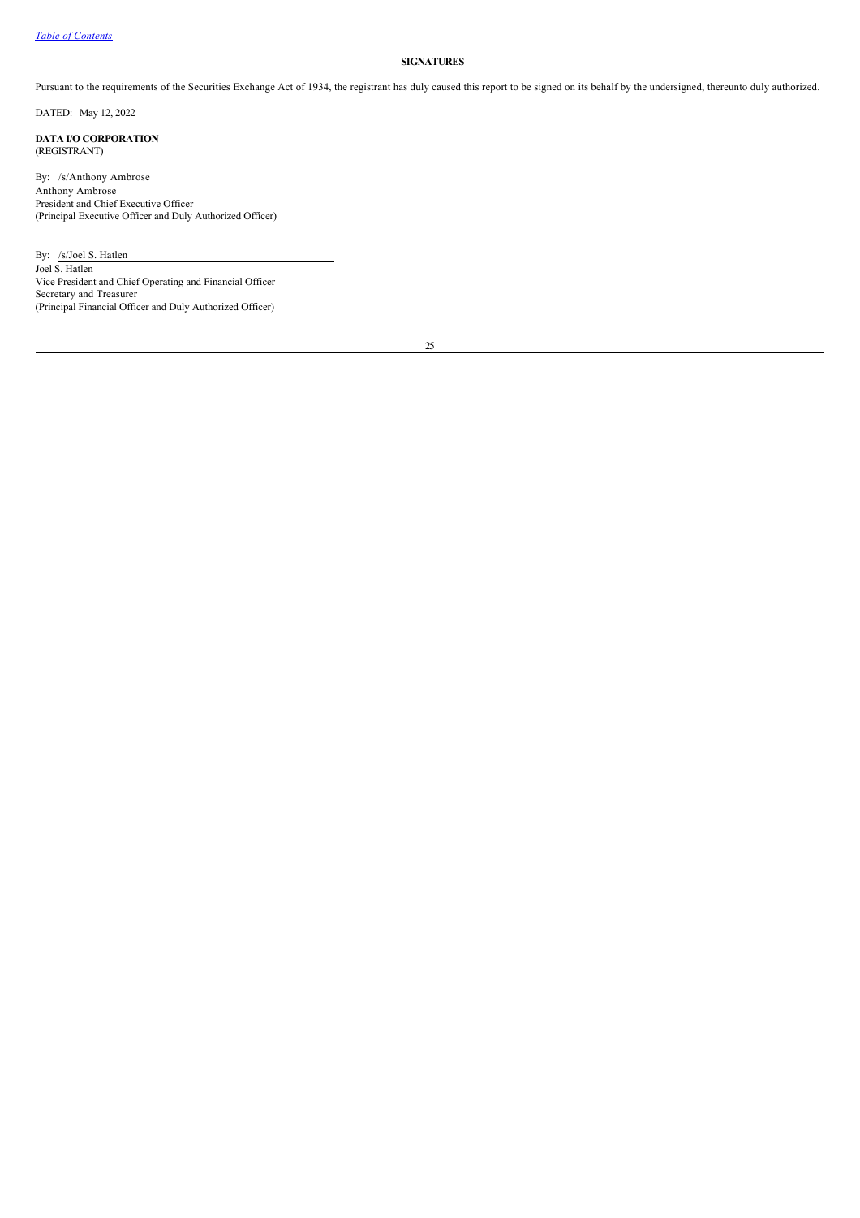## SIGNATURES

Pursuant to the requirements of the Securities Exchange Act of 1934, the registrant has duly caused this report to be signed on its behalf by the undersigned, thereunto duly authorized.

DATED: May 12, 2022

**DATA I/O CORPORATION**
(REGISTRANT)

By: /s/Anthony Ambrose
Anthony Ambrose
President and Chief Executive Officer
(Principal Executive Officer and Duly Authorized Officer)

By: /s/Joel S. Hatlen
Joel S. Hatlen
Vice President and Chief Operating and Financial Officer
Secretary and Treasurer
(Principal Financial Officer and Duly Authorized Officer)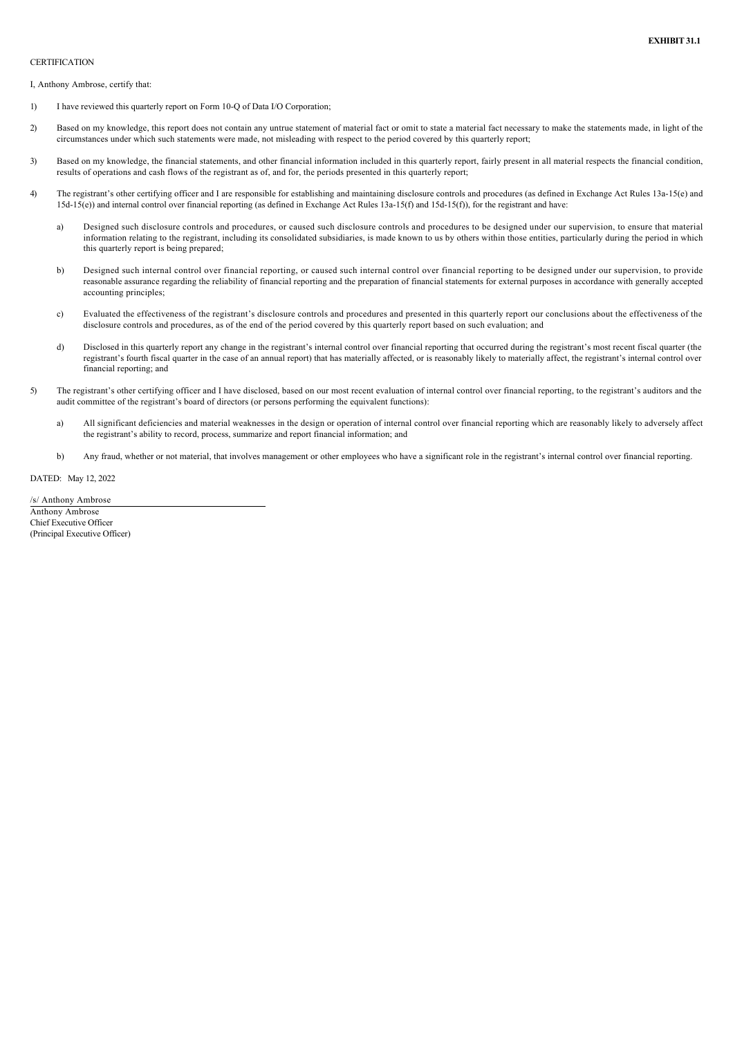**EXHIBIT 31.1**

CERTIFICATION

I, Anthony Ambrose, certify that:

1) I have reviewed this quarterly report on Form 10-Q of Data I/O Corporation;

2) Based on my knowledge, this report does not contain any untrue statement of material fact or omit to state a material fact necessary to make the statements made, in light of the circumstances under which such statements were made, not misleading with respect to the period covered by this quarterly report;

3) Based on my knowledge, the financial statements, and other financial information included in this quarterly report, fairly present in all material respects the financial condition, results of operations and cash flows of the registrant as of, and for, the periods presented in this quarterly report;

4) The registrant's other certifying officer and I are responsible for establishing and maintaining disclosure controls and procedures (as defined in Exchange Act Rules 13a-15(e) and 15d-15(e)) and internal control over financial reporting (as defined in Exchange Act Rules 13a-15(f) and 15d-15(f)), for the registrant and have:

   a) Designed such disclosure controls and procedures, or caused such disclosure controls and procedures to be designed under our supervision, to ensure that material information relating to the registrant, including its consolidated subsidiaries, is made known to us by others within those entities, particularly during the period in which this quarterly report is being prepared;

   b) Designed such internal control over financial reporting, or caused such internal control over financial reporting to be designed under our supervision, to provide reasonable assurance regarding the reliability of financial reporting and the preparation of financial statements for external purposes in accordance with generally accepted accounting principles;

   c) Evaluated the effectiveness of the registrant's disclosure controls and procedures and presented in this quarterly report our conclusions about the effectiveness of the disclosure controls and procedures, as of the end of the period covered by this quarterly report based on such evaluation; and

   d) Disclosed in this quarterly report any change in the registrant's internal control over financial reporting that occurred during the registrant's most recent fiscal quarter (the registrant's fourth fiscal quarter in the case of an annual report) that has materially affected, or is reasonably likely to materially affect, the registrant's internal control over financial reporting; and

5) The registrant's other certifying officer and I have disclosed, based on our most recent evaluation of internal control over financial reporting, to the registrant's auditors and the audit committee of the registrant's board of directors (or persons performing the equivalent functions):

   a) All significant deficiencies and material weaknesses in the design or operation of internal control over financial reporting which are reasonably likely to adversely affect the registrant's ability to record, process, summarize and report financial information; and

   b) Any fraud, whether or not material, that involves management or other employees who have a significant role in the registrant's internal control over financial reporting.

DATED: May 12, 2022

/s/ Anthony Ambrose

Anthony Ambrose
Chief Executive Officer
(Principal Executive Officer)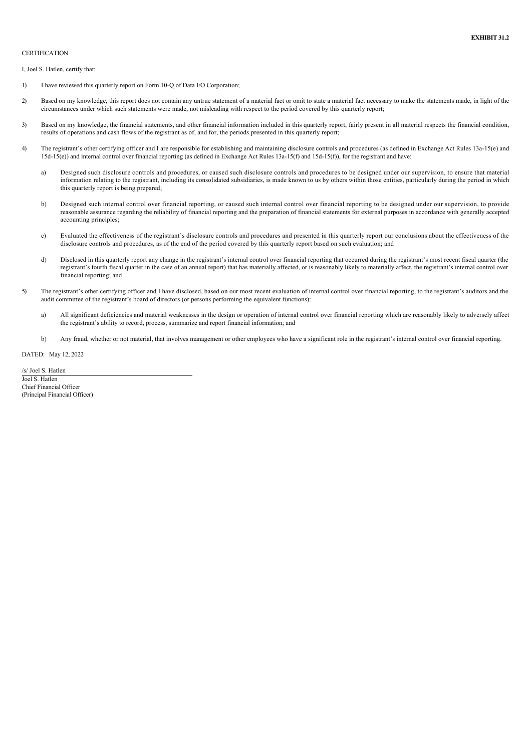**EXHIBIT 31.2**

CERTIFICATION

I, Joel S. Hatlen, certify that:

1) I have reviewed this quarterly report on Form 10-Q of Data I/O Corporation;

2) Based on my knowledge, this report does not contain any untrue statement of a material fact or omit to state a material fact necessary to make the statements made, in light of the circumstances under which such statements were made, not misleading with respect to the period covered by this quarterly report;

3) Based on my knowledge, the financial statements, and other financial information included in this quarterly report, fairly present in all material respects the financial condition, results of operations and cash flows of the registrant as of, and for, the periods presented in this quarterly report;

4) The registrant's other certifying officer and I are responsible for establishing and maintaining disclosure controls and procedures (as defined in Exchange Act Rules 13a-15(e) and 15d-15(e)) and internal control over financial reporting (as defined in Exchange Act Rules 13a-15(f) and 15d-15(f)), for the registrant and have:

   a) Designed such disclosure controls and procedures, or caused such disclosure controls and procedures to be designed under our supervision, to ensure that material information relating to the registrant, including its consolidated subsidiaries, is made known to us by others within those entities, particularly during the period in which this quarterly report is being prepared;

   b) Designed such internal control over financial reporting, or caused such internal control over financial reporting to be designed under our supervision, to provide reasonable assurance regarding the reliability of financial reporting and the preparation of financial statements for external purposes in accordance with generally accepted accounting principles;

   c) Evaluated the effectiveness of the registrant's disclosure controls and procedures and presented in this quarterly report our conclusions about the effectiveness of the disclosure controls and procedures, as of the end of the period covered by this quarterly report based on such evaluation; and

   d) Disclosed in this quarterly report any change in the registrant's internal control over financial reporting that occurred during the registrant's most recent fiscal quarter (the registrant's fourth fiscal quarter in the case of an annual report) that has materially affected, or is reasonably likely to materially affect, the registrant's internal control over financial reporting; and

5) The registrant's other certifying officer and I have disclosed, based on our most recent evaluation of internal control over financial reporting, to the registrant's auditors and the audit committee of the registrant's board of directors (or persons performing the equivalent functions):

   a) All significant deficiencies and material weaknesses in the design or operation of internal control over financial reporting which are reasonably likely to adversely affect the registrant's ability to record, process, summarize and report financial information; and

   b) Any fraud, whether or not material, that involves management or other employees who have a significant role in the registrant's internal control over financial reporting.

DATED: May 12, 2022

/s/ Joel S. Hatlen
Joel S. Hatlen
Chief Financial Officer
(Principal Financial Officer)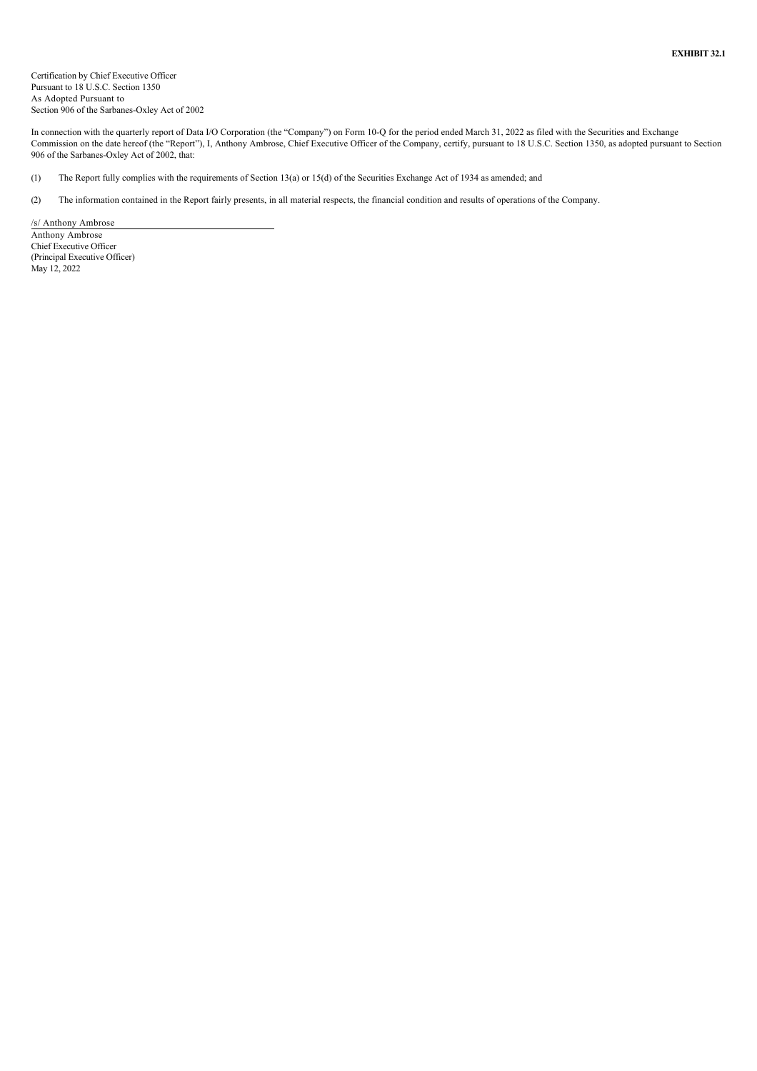**EXHIBIT 32.1**

Certification by Chief Executive Officer
Pursuant to 18 U.S.C. Section 1350
As Adopted Pursuant to
Section 906 of the Sarbanes-Oxley Act of 2002

In connection with the quarterly report of Data I/O Corporation (the "Company") on Form 10-Q for the period ended March 31, 2022 as filed with the Securities and Exchange Commission on the date hereof (the "Report"), I, Anthony Ambrose, Chief Executive Officer of the Company, certify, pursuant to 18 U.S.C. Section 1350, as adopted pursuant to Section 906 of the Sarbanes-Oxley Act of 2002, that:

(1) The Report fully complies with the requirements of Section 13(a) or 15(d) of the Securities Exchange Act of 1934 as amended; and

(2) The information contained in the Report fairly presents, in all material respects, the financial condition and results of operations of the Company.

/s/ Anthony Ambrose
Anthony Ambrose
Chief Executive Officer
(Principal Executive Officer)
May 12, 2022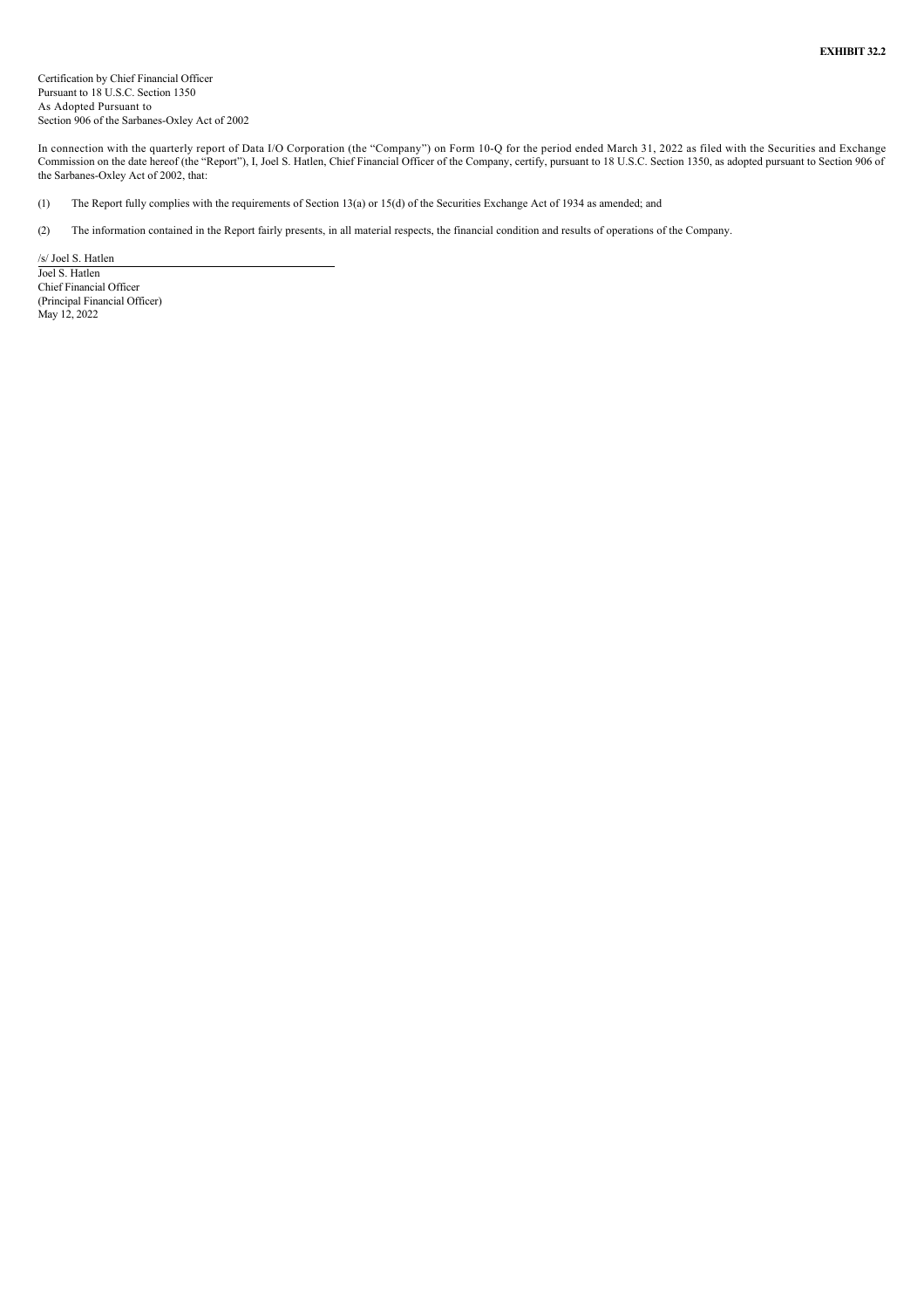**EXHIBIT 32.2**

Certification by Chief Financial Officer
Pursuant to 18 U.S.C. Section 1350
As Adopted Pursuant to
Section 906 of the Sarbanes-Oxley Act of 2002

In connection with the quarterly report of Data I/O Corporation (the "Company") on Form 10-Q for the period ended March 31, 2022 as filed with the Securities and Exchange Commission on the date hereof (the "Report"), I, Joel S. Hatlen, Chief Financial Officer of the Company, certify, pursuant to 18 U.S.C. Section 1350, as adopted pursuant to Section 906 of the Sarbanes-Oxley Act of 2002, that:

(1) The Report fully complies with the requirements of Section 13(a) or 15(d) of the Securities Exchange Act of 1934 as amended; and

(2) The information contained in the Report fairly presents, in all material respects, the financial condition and results of operations of the Company.

/s/ Joel S. Hatlen
Joel S. Hatlen
Chief Financial Officer
(Principal Financial Officer)
May 12, 2022